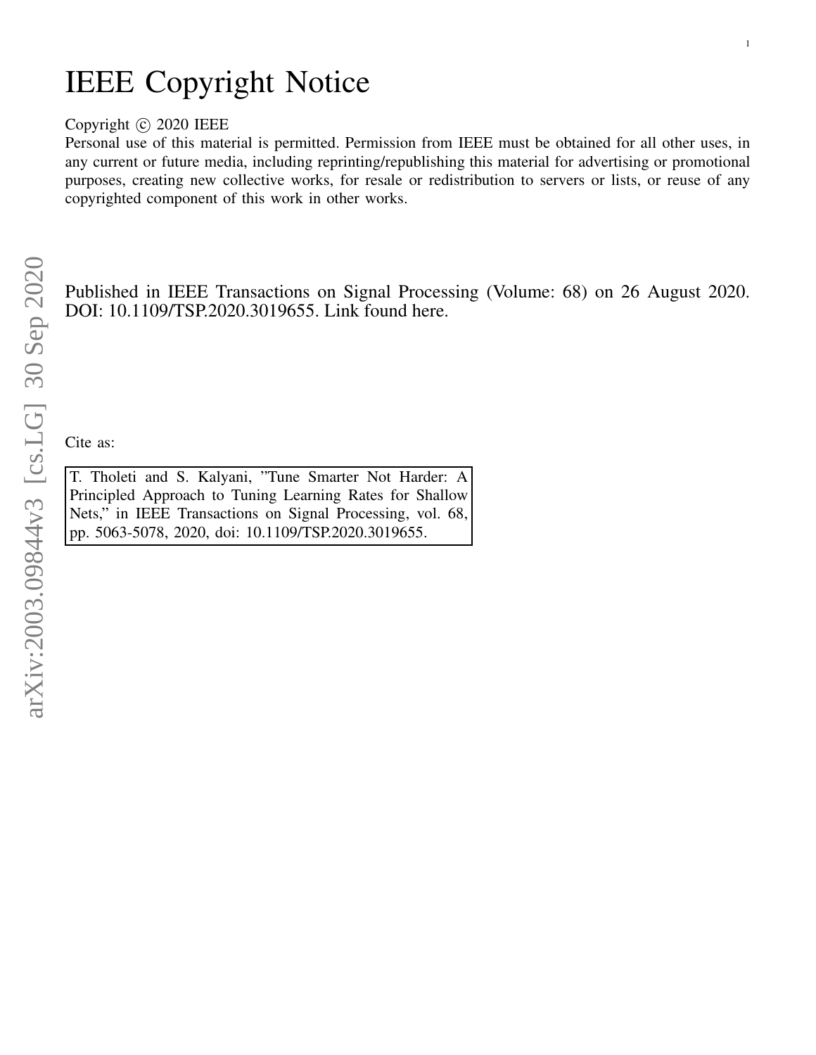# IEEE Copyright Notice

Copyright © 2020 IEEE

Personal use of this material is permitted. Permission from IEEE must be obtained for all other uses, in any current or future media, including reprinting/republishing this material for advertising or promotional purposes, creating new collective works, for resale or redistribution to servers or lists, or reuse of any copyrighted component of this work in other works.

Published in IEEE Transactions on Signal Processing (Volume: 68) on 26 August 2020. DOI: 10.1109/TSP.2020.3019655. Link found here.

Cite as:

T. Tholeti and S. Kalyani, "Tune Smarter Not Harder: A Principled Approach to Tuning Learning Rates for Shallow Nets," in IEEE Transactions on Signal Processing, vol. 68, pp. 5063-5078, 2020, doi: 10.1109/TSP.2020.3019655.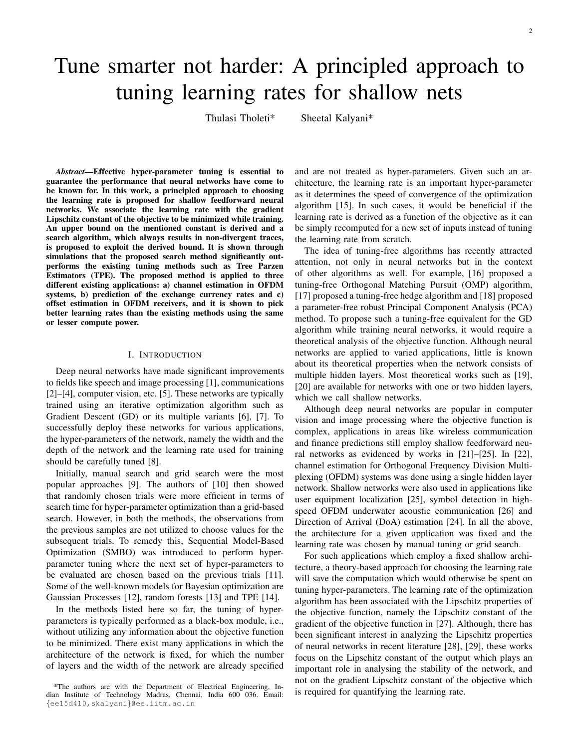# Tune smarter not harder: A principled approach to tuning learning rates for shallow nets

Thulasi Tholeti*  Sheetal Kalyani*

***Abstract*—Effective hyper-parameter tuning is essential to guarantee the performance that neural networks have come to be known for. In this work, a principled approach to choosing the learning rate is proposed for shallow feedforward neural networks. We associate the learning rate with the gradient Lipschitz constant of the objective to be minimized while training. An upper bound on the mentioned constant is derived and a search algorithm, which always results in non-divergent traces, is proposed to exploit the derived bound. It is shown through simulations that the proposed search method significantly outperforms the existing tuning methods such as Tree Parzen Estimators (TPE). The proposed method is applied to three different existing applications: a) channel estimation in OFDM systems, b) prediction of the exchange currency rates and c) offset estimation in OFDM receivers, and it is shown to pick better learning rates than the existing methods using the same or lesser compute power.**

## I. Introduction

Deep neural networks have made significant improvements to fields like speech and image processing [1], communications [2]–[4], computer vision, etc. [5]. These networks are typically trained using an iterative optimization algorithm such as Gradient Descent (GD) or its multiple variants [6], [7]. To successfully deploy these networks for various applications, the hyper-parameters of the network, namely the width and the depth of the network and the learning rate used for training should be carefully tuned [8].

Initially, manual search and grid search were the most popular approaches [9]. The authors of [10] then showed that randomly chosen trials were more efficient in terms of search time for hyper-parameter optimization than a grid-based search. However, in both the methods, the observations from the previous samples are not utilized to choose values for the subsequent trials. To remedy this, Sequential Model-Based Optimization (SMBO) was introduced to perform hyper-parameter tuning where the next set of hyper-parameters to be evaluated are chosen based on the previous trials [11]. Some of the well-known models for Bayesian optimization are Gaussian Processes [12], random forests [13] and TPE [14].

In the methods listed here so far, the tuning of hyper-parameters is typically performed as a black-box module, i.e., without utilizing any information about the objective function to be minimized. There exist many applications in which the architecture of the network is fixed, for which the number of layers and the width of the network are already specified and are not treated as hyper-parameters. Given such an architecture, the learning rate is an important hyper-parameter as it determines the speed of convergence of the optimization algorithm [15]. In such cases, it would be beneficial if the learning rate is derived as a function of the objective as it can be simply recomputed for a new set of inputs instead of tuning the learning rate from scratch.

The idea of tuning-free algorithms has recently attracted attention, not only in neural networks but in the context of other algorithms as well. For example, [16] proposed a tuning-free Orthogonal Matching Pursuit (OMP) algorithm, [17] proposed a tuning-free hedge algorithm and [18] proposed a parameter-free robust Principal Component Analysis (PCA) method. To propose such a tuning-free equivalent for the GD algorithm while training neural networks, it would require a theoretical analysis of the objective function. Although neural networks are applied to varied applications, little is known about its theoretical properties when the network consists of multiple hidden layers. Most theoretical works such as [19], [20] are available for networks with one or two hidden layers, which we call shallow networks.

Although deep neural networks are popular in computer vision and image processing where the objective function is complex, applications in areas like wireless communication and finance predictions still employ shallow feedforward neural networks as evidenced by works in [21]–[25]. In [22], channel estimation for Orthogonal Frequency Division Multiplexing (OFDM) systems was done using a single hidden layer network. Shallow networks were also used in applications like user equipment localization [25], symbol detection in high-speed OFDM underwater acoustic communication [26] and Direction of Arrival (DoA) estimation [24]. In all the above, the architecture for a given application was fixed and the learning rate was chosen by manual tuning or grid search.

For such applications which employ a fixed shallow architecture, a theory-based approach for choosing the learning rate will save the computation which would otherwise be spent on tuning hyper-parameters. The learning rate of the optimization algorithm has been associated with the Lipschitz properties of the objective function, namely the Lipschitz constant of the gradient of the objective function in [27]. Although, there has been significant interest in analyzing the Lipschitz properties of neural networks in recent literature [28], [29], these works focus on the Lipschitz constant of the output which plays an important role in analysing the stability of the network, and not on the gradient Lipschitz constant of the objective which is required for quantifying the learning rate.

*The authors are with the Department of Electrical Engineering, Indian Institute of Technology Madras, Chennai, India 600 036. Email: {ee15d410,skalyani}@ee.iitm.ac.in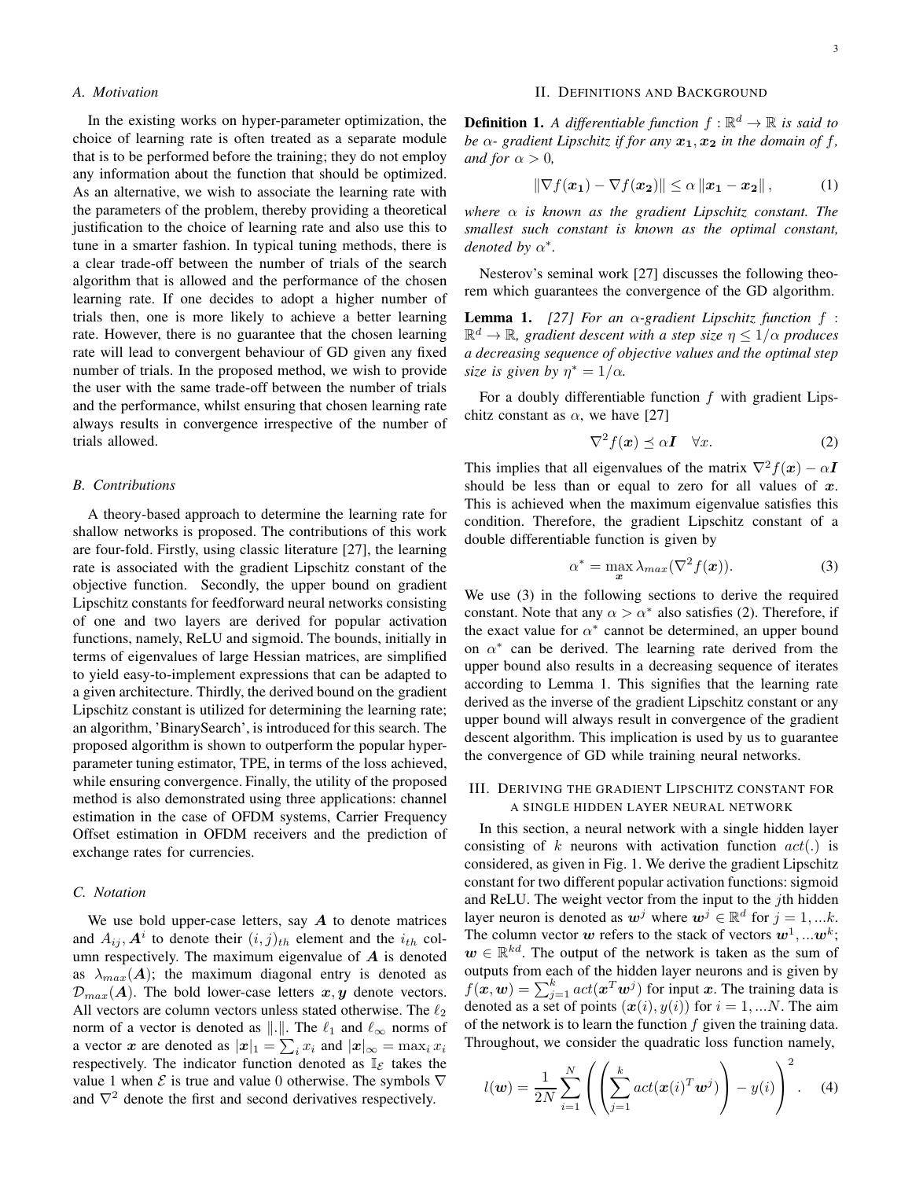### A. Motivation

In the existing works on hyper-parameter optimization, the choice of learning rate is often treated as a separate module that is to be performed before the training; they do not employ any information about the function that should be optimized. As an alternative, we wish to associate the learning rate with the parameters of the problem, thereby providing a theoretical justification to the choice of learning rate and also use this to tune in a smarter fashion. In typical tuning methods, there is a clear trade-off between the number of trials of the search algorithm that is allowed and the performance of the chosen learning rate. If one decides to adopt a higher number of trials then, one is more likely to achieve a better learning rate. However, there is no guarantee that the chosen learning rate will lead to convergent behaviour of GD given any fixed number of trials. In the proposed method, we wish to provide the user with the same trade-off between the number of trials and the performance, whilst ensuring that chosen learning rate always results in convergence irrespective of the number of trials allowed.

### B. Contributions

A theory-based approach to determine the learning rate for shallow networks is proposed. The contributions of this work are four-fold. Firstly, using classic literature [27], the learning rate is associated with the gradient Lipschitz constant of the objective function. Secondly, the upper bound on gradient Lipschitz constants for feedforward neural networks consisting of one and two layers are derived for popular activation functions, namely, ReLU and sigmoid. The bounds, initially in terms of eigenvalues of large Hessian matrices, are simplified to yield easy-to-implement expressions that can be adapted to a given architecture. Thirdly, the derived bound on the gradient Lipschitz constant is utilized for determining the learning rate; an algorithm, 'BinarySearch', is introduced for this search. The proposed algorithm is shown to outperform the popular hyper-parameter tuning estimator, TPE, in terms of the loss achieved, while ensuring convergence. Finally, the utility of the proposed method is also demonstrated using three applications: channel estimation in the case of OFDM systems, Carrier Frequency Offset estimation in OFDM receivers and the prediction of exchange rates for currencies.

### C. Notation

We use bold upper-case letters, say $\boldsymbol{A}$ to denote matrices and $A_{ij}, \boldsymbol{A}^i$ to denote their $(i,j)_{th}$ element and the $i_{th}$ column respectively. The maximum eigenvalue of $\boldsymbol{A}$ is denoted as $\lambda_{max}(\boldsymbol{A})$; the maximum diagonal entry is denoted as $\mathcal{D}_{max}(\boldsymbol{A})$. The bold lower-case letters $\boldsymbol{x}, \boldsymbol{y}$ denote vectors. All vectors are column vectors unless stated otherwise. The $\ell_2$ norm of a vector is denoted as $\|.\|$. The $\ell_1$ and $\ell_\infty$ norms of a vector $\boldsymbol{x}$ are denoted as $|\boldsymbol{x}|_1 = \sum_i x_i$ and $|\boldsymbol{x}|_\infty = \max_i x_i$ respectively. The indicator function denoted as $\mathbb{I}_\mathcal{E}$ takes the value 1 when $\mathcal{E}$ is true and value 0 otherwise. The symbols $\nabla$ and $\nabla^2$ denote the first and second derivatives respectively.

## II. Definitions and Background

**Definition 1.** *A differentiable function $f : \mathbb{R}^d \to \mathbb{R}$ is said to be $\alpha$- gradient Lipschitz if for any $\boldsymbol{x_1}, \boldsymbol{x_2}$ in the domain of $f$, and for $\alpha > 0$,*

$$\|\nabla f(\boldsymbol{x_1}) - \nabla f(\boldsymbol{x_2})\| \leq \alpha \|\boldsymbol{x_1} - \boldsymbol{x_2}\|, \tag{1}$$

*where $\alpha$ is known as the gradient Lipschitz constant. The smallest such constant is known as the optimal constant, denoted by $\alpha^*$.*

Nesterov's seminal work [27] discusses the following theorem which guarantees the convergence of the GD algorithm.

**Lemma 1.** *[27] For an $\alpha$-gradient Lipschitz function $f : \mathbb{R}^d \to \mathbb{R}$, gradient descent with a step size $\eta \leq 1/\alpha$ produces a decreasing sequence of objective values and the optimal step size is given by $\eta^* = 1/\alpha$.*

For a doubly differentiable function $f$ with gradient Lipschitz constant as $\alpha$, we have [27]

$$\nabla^2 f(\boldsymbol{x}) \preceq \alpha \boldsymbol{I} \quad \forall x. \tag{2}$$

This implies that all eigenvalues of the matrix $\nabla^2 f(\boldsymbol{x}) - \alpha \boldsymbol{I}$ should be less than or equal to zero for all values of $\boldsymbol{x}$. This is achieved when the maximum eigenvalue satisfies this condition. Therefore, the gradient Lipschitz constant of a double differentiable function is given by

$$\alpha^* = \max_{\boldsymbol{x}} \lambda_{max}(\nabla^2 f(\boldsymbol{x})). \tag{3}$$

We use (3) in the following sections to derive the required constant. Note that any $\alpha > \alpha^*$ also satisfies (2). Therefore, if the exact value for $\alpha^*$ cannot be determined, an upper bound on $\alpha^*$ can be derived. The learning rate derived from the upper bound also results in a decreasing sequence of iterates according to Lemma 1. This signifies that the learning rate derived as the inverse of the gradient Lipschitz constant or any upper bound will always result in convergence of the gradient descent algorithm. This implication is used by us to guarantee the convergence of GD while training neural networks.

## III. Deriving the gradient Lipschitz constant for a single hidden layer neural network

In this section, a neural network with a single hidden layer consisting of $k$ neurons with activation function $act(.)$ is considered, as given in Fig. 1. We derive the gradient Lipschitz constant for two different popular activation functions: sigmoid and ReLU. The weight vector from the input to the $j$th hidden layer neuron is denoted as $\boldsymbol{w}^j$ where $\boldsymbol{w}^j \in \mathbb{R}^d$ for $j = 1, ...k$. The column vector $\boldsymbol{w}$ refers to the stack of vectors $\boldsymbol{w}^1, ...\boldsymbol{w}^k$; $\boldsymbol{w} \in \mathbb{R}^{kd}$. The output of the network is taken as the sum of outputs from each of the hidden layer neurons and is given by $f(\boldsymbol{x}, \boldsymbol{w}) = \sum_{j=1}^k act(\boldsymbol{x}^T \boldsymbol{w}^j)$ for input $\boldsymbol{x}$. The training data is denoted as a set of points $(\boldsymbol{x}(i), y(i))$ for $i = 1, ...N$. The aim of the network is to learn the function $f$ given the training data. Throughout, we consider the quadratic loss function namely,

$$l(\boldsymbol{w}) = \frac{1}{2N} \sum_{i=1}^N \left( \left( \sum_{j=1}^k act(\boldsymbol{x}(i)^T \boldsymbol{w}^j) \right) - y(i) \right)^2. \tag{4}$$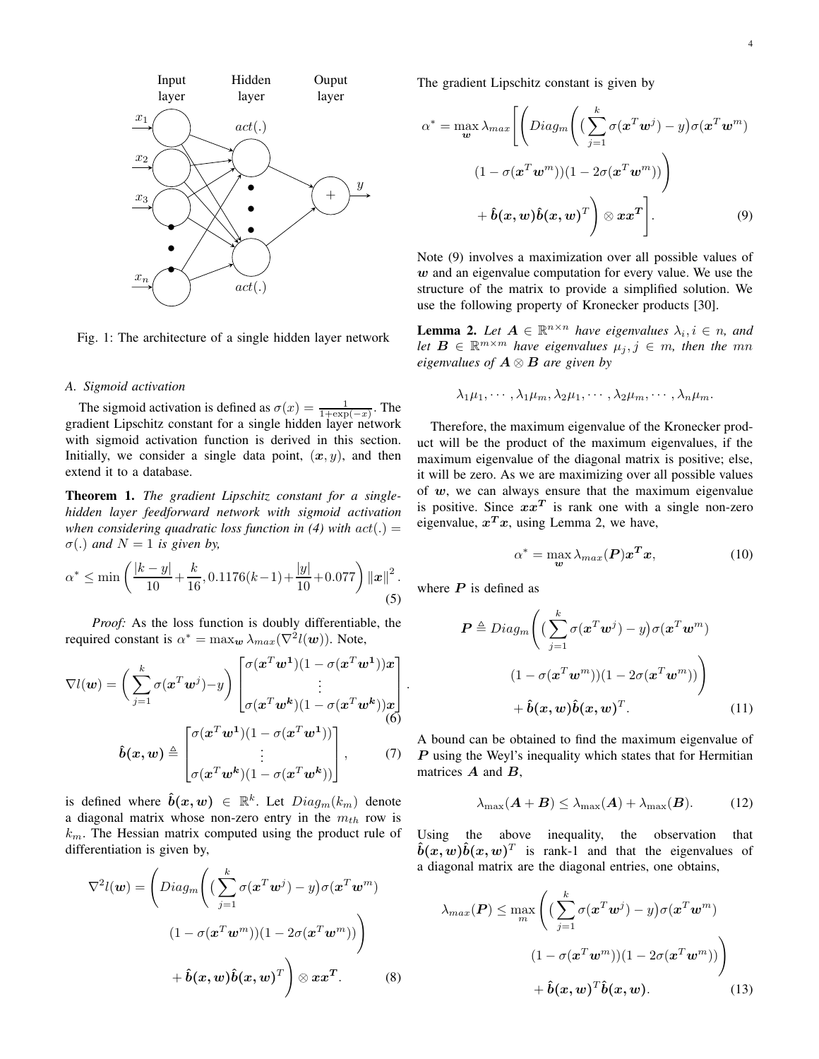Fig. 1: The architecture of a single hidden layer network

### A. Sigmoid activation

The sigmoid activation is defined as $\sigma(x) = \frac{1}{1+\exp(-x)}$. The gradient Lipschitz constant for a single hidden layer network with sigmoid activation function is derived in this section. Initially, we consider a single data point, $(\boldsymbol{x}, y)$, and then extend it to a database.

**Theorem 1.** *The gradient Lipschitz constant for a single-hidden layer feedforward network with sigmoid activation when considering quadratic loss function in (4) with $act(.) = \sigma(.)$ and $N = 1$ is given by,*

$$\alpha^* \leq \min\left(\frac{|k-y|}{10} + \frac{k}{16}, 0.1176(k-1) + \frac{|y|}{10} + 0.077\right)\|\boldsymbol{x}\|^2. \tag{5}$$

*Proof:* As the loss function is doubly differentiable, the required constant is $\alpha^* = \max_{\boldsymbol{w}} \lambda_{max}(\nabla^2 l(\boldsymbol{w}))$. Note,

$$\nabla l(\boldsymbol{w}) = \left(\sum_{j=1}^{k} \sigma(\boldsymbol{x}^T\boldsymbol{w}^j) - y\right)\begin{bmatrix}\sigma(\boldsymbol{x}^T\boldsymbol{w}^{\boldsymbol{1}})(1-\sigma(\boldsymbol{x}^T\boldsymbol{w}^{\boldsymbol{1}}))\boldsymbol{x}\\ \vdots \\ \sigma(\boldsymbol{x}^T\boldsymbol{w}^{\boldsymbol{k}})(1-\sigma(\boldsymbol{x}^T\boldsymbol{w}^{\boldsymbol{k}}))\boldsymbol{x}\end{bmatrix}. \tag{6}$$

$$\hat{\boldsymbol{b}}(\boldsymbol{x},\boldsymbol{w}) \triangleq \begin{bmatrix}\sigma(\boldsymbol{x}^T\boldsymbol{w}^{\boldsymbol{1}})(1-\sigma(\boldsymbol{x}^T\boldsymbol{w}^{\boldsymbol{1}}))\\ \vdots \\ \sigma(\boldsymbol{x}^T\boldsymbol{w}^{\boldsymbol{k}})(1-\sigma(\boldsymbol{x}^T\boldsymbol{w}^{\boldsymbol{k}}))\end{bmatrix}, \tag{7}$$

is defined where $\hat{\boldsymbol{b}}(\boldsymbol{x},\boldsymbol{w}) \in \mathbb{R}^k$. Let $Diag_m(k_m)$ denote a diagonal matrix whose non-zero entry in the $m_{th}$ row is $k_m$. The Hessian matrix computed using the product rule of differentiation is given by,

$$\nabla^2 l(\boldsymbol{w}) = \left(Diag_m\left(\big(\sum_{j=1}^{k}\sigma(\boldsymbol{x}^T\boldsymbol{w}^j) - y\big)\sigma(\boldsymbol{x}^T\boldsymbol{w}^m)(1-\sigma(\boldsymbol{x}^T\boldsymbol{w}^m))(1-2\sigma(\boldsymbol{x}^T\boldsymbol{w}^m))\right) + \hat{\boldsymbol{b}}(\boldsymbol{x},\boldsymbol{w})\hat{\boldsymbol{b}}(\boldsymbol{x},\boldsymbol{w})^T\right) \otimes \boldsymbol{x}\boldsymbol{x}^{\boldsymbol{T}}. \tag{8}$$

The gradient Lipschitz constant is given by

$$\alpha^* = \max_{\boldsymbol{w}} \lambda_{max}\left[\left(Diag_m\left(\big(\sum_{j=1}^{k}\sigma(\boldsymbol{x}^T\boldsymbol{w}^j) - y\big)\sigma(\boldsymbol{x}^T\boldsymbol{w}^m)(1-\sigma(\boldsymbol{x}^T\boldsymbol{w}^m))(1-2\sigma(\boldsymbol{x}^T\boldsymbol{w}^m))\right) + \hat{\boldsymbol{b}}(\boldsymbol{x},\boldsymbol{w})\hat{\boldsymbol{b}}(\boldsymbol{x},\boldsymbol{w})^T\right) \otimes \boldsymbol{x}\boldsymbol{x}^{\boldsymbol{T}}\right]. \tag{9}$$

Note (9) involves a maximization over all possible values of $\boldsymbol{w}$ and an eigenvalue computation for every value. We use the structure of the matrix to provide a simplified solution. We use the following property of Kronecker products [30].

**Lemma 2.** *Let $\boldsymbol{A} \in \mathbb{R}^{n\times n}$ have eigenvalues $\lambda_i, i \in n$, and let $\boldsymbol{B} \in \mathbb{R}^{m\times m}$ have eigenvalues $\mu_j, j \in m$, then the $mn$ eigenvalues of $\boldsymbol{A} \otimes \boldsymbol{B}$ are given by*

$$\lambda_1\mu_1, \cdots, \lambda_1\mu_m, \lambda_2\mu_1, \cdots, \lambda_2\mu_m, \cdots, \lambda_n\mu_m.$$

Therefore, the maximum eigenvalue of the Kronecker product will be the product of the maximum eigenvalues, if the maximum eigenvalue of the diagonal matrix is positive; else, it will be zero. As we are maximizing over all possible values of $\boldsymbol{w}$, we can always ensure that the maximum eigenvalue is positive. Since $\boldsymbol{x}\boldsymbol{x}^{\boldsymbol{T}}$ is rank one with a single non-zero eigenvalue, $\boldsymbol{x}^{\boldsymbol{T}}\boldsymbol{x}$, using Lemma 2, we have,

$$\alpha^* = \max_{\boldsymbol{w}} \lambda_{max}(\boldsymbol{P})\boldsymbol{x}^{\boldsymbol{T}}\boldsymbol{x}, \tag{10}$$

where $\boldsymbol{P}$ is defined as

$$\boldsymbol{P} \triangleq Diag_m\left(\big(\sum_{j=1}^{k}\sigma(\boldsymbol{x}^T\boldsymbol{w}^j) - y\big)\sigma(\boldsymbol{x}^T\boldsymbol{w}^m)(1-\sigma(\boldsymbol{x}^T\boldsymbol{w}^m))(1-2\sigma(\boldsymbol{x}^T\boldsymbol{w}^m))\right) + \hat{\boldsymbol{b}}(\boldsymbol{x},\boldsymbol{w})\hat{\boldsymbol{b}}(\boldsymbol{x},\boldsymbol{w})^T. \tag{11}$$

A bound can be obtained to find the maximum eigenvalue of $\boldsymbol{P}$ using the Weyl's inequality which states that for Hermitian matrices $\boldsymbol{A}$ and $\boldsymbol{B}$,

$$\lambda_{\max}(\boldsymbol{A}+\boldsymbol{B}) \leq \lambda_{\max}(\boldsymbol{A}) + \lambda_{\max}(\boldsymbol{B}). \tag{12}$$

Using the above inequality, the observation that $\hat{\boldsymbol{b}}(\boldsymbol{x},\boldsymbol{w})\hat{\boldsymbol{b}}(\boldsymbol{x},\boldsymbol{w})^T$ is rank-1 and that the eigenvalues of a diagonal matrix are the diagonal entries, one obtains,

$$\lambda_{max}(\boldsymbol{P}) \leq \max_m\left(\big(\sum_{j=1}^{k}\sigma(\boldsymbol{x}^T\boldsymbol{w}^j) - y\big)\sigma(\boldsymbol{x}^T\boldsymbol{w}^m)(1-\sigma(\boldsymbol{x}^T\boldsymbol{w}^m))(1-2\sigma(\boldsymbol{x}^T\boldsymbol{w}^m))\right) + \hat{\boldsymbol{b}}(\boldsymbol{x},\boldsymbol{w})^T\hat{\boldsymbol{b}}(\boldsymbol{x},\boldsymbol{w}). \tag{13}$$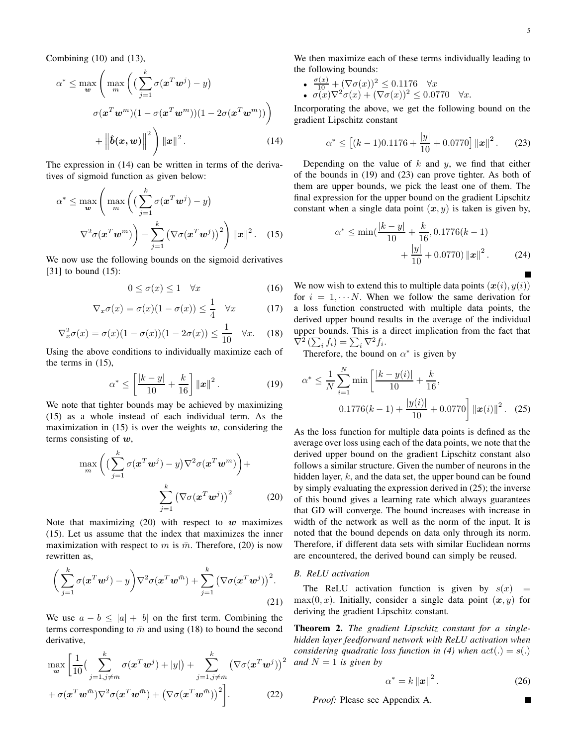Combining (10) and (13),

$$\alpha^* \leq \max_{\boldsymbol{w}} \Bigg( \max_{m} \Big( \big(\sum_{j=1}^{k} \sigma(\boldsymbol{x}^T \boldsymbol{w}^j) - y\big) \sigma(\boldsymbol{x}^T \boldsymbol{w}^m)(1-\sigma(\boldsymbol{x}^T \boldsymbol{w}^m))(1-2\sigma(\boldsymbol{x}^T \boldsymbol{w}^m)) \Big) + \left\| \hat{\boldsymbol{b}}(\boldsymbol{x}, \boldsymbol{w}) \right\|^2 \Bigg) \|\boldsymbol{x}\|^2 . \tag{14}$$

The expression in (14) can be written in terms of the derivatives of sigmoid function as given below:

$$\alpha^* \leq \max_{\boldsymbol{w}} \Bigg( \max_{m} \Big( \big(\sum_{j=1}^{k} \sigma(\boldsymbol{x}^T \boldsymbol{w}^j) - y\big) \nabla^2 \sigma(\boldsymbol{x}^T \boldsymbol{w}^m) \Big) + \sum_{j=1}^{k} \big( \nabla \sigma(\boldsymbol{x}^T \boldsymbol{w}^j) \big)^2 \Bigg) \|\boldsymbol{x}\|^2 . \tag{15}$$

We now use the following bounds on the sigmoid derivatives [31] to bound (15):

$$0 \leq \sigma(x) \leq 1 \quad \forall x \tag{16}$$

$$\nabla_x \sigma(x) = \sigma(x)(1-\sigma(x)) \leq \frac{1}{4} \quad \forall x \tag{17}$$

$$\nabla_x^2 \sigma(x) = \sigma(x)(1-\sigma(x))(1-2\sigma(x)) \leq \frac{1}{10} \quad \forall x. \tag{18}$$

Using the above conditions to individually maximize each of the terms in (15),

$$\alpha^* \leq \left[ \frac{|k-y|}{10} + \frac{k}{16} \right] \|\boldsymbol{x}\|^2 . \tag{19}$$

We note that tighter bounds may be achieved by maximizing (15) as a whole instead of each individual term. As the maximization in (15) is over the weights $\boldsymbol{w}$, considering the terms consisting of $\boldsymbol{w}$,

$$\max_{m} \Big( \big(\sum_{j=1}^{k} \sigma(\boldsymbol{x}^T \boldsymbol{w}^j) - y\big) \nabla^2 \sigma(\boldsymbol{x}^T \boldsymbol{w}^m) \Big) + \sum_{j=1}^{k} \big( \nabla \sigma(\boldsymbol{x}^T \boldsymbol{w}^j) \big)^2 \tag{20}$$

Note that maximizing (20) with respect to $\boldsymbol{w}$ maximizes (15). Let us assume that the index that maximizes the inner maximization with respect to $m$ is $\bar{m}$. Therefore, (20) is now rewritten as,

$$\Big( \sum_{j=1}^{k} \sigma(\boldsymbol{x}^T \boldsymbol{w}^j) - y \Big) \nabla^2 \sigma(\boldsymbol{x}^T \boldsymbol{w}^{\bar{m}}) + \sum_{j=1}^{k} \big( \nabla \sigma(\boldsymbol{x}^T \boldsymbol{w}^j) \big)^2. \tag{21}$$

We use $a - b \leq |a| + |b|$ on the first term. Combining the terms corresponding to $\bar{m}$ and using (18) to bound the second derivative,

$$\max_{\boldsymbol{w}} \Bigg[ \frac{1}{10} \big( \sum_{j=1, j\neq \bar{m}}^{k} \sigma(\boldsymbol{x}^T \boldsymbol{w}^j) + |y| \big) + \sum_{j=1, j\neq \bar{m}}^{k} \big( \nabla \sigma(\boldsymbol{x}^T \boldsymbol{w}^j) \big)^2 + \sigma(\boldsymbol{x}^T \boldsymbol{w}^{\bar{m}}) \nabla^2 \sigma(\boldsymbol{x}^T \boldsymbol{w}^{\bar{m}}) + \big( \nabla \sigma(\boldsymbol{x}^T \boldsymbol{w}^{\bar{m}}) \big)^2 \Bigg]. \tag{22}$$

We then maximize each of these terms individually leading to the following bounds:

- $\frac{\sigma(x)}{10} + (\nabla \sigma(x))^2 \leq 0.1176 \quad \forall x$
- $\sigma(x) \nabla^2 \sigma(x) + (\nabla \sigma(x))^2 \leq 0.0770 \quad \forall x.$

Incorporating the above, we get the following bound on the gradient Lipschitz constant

$$\alpha^* \leq \left[ (k-1) 0.1176 + \frac{|y|}{10} + 0.0770 \right] \|\boldsymbol{x}\|^2 . \tag{23}$$

Depending on the value of $k$ and $y$, we find that either of the bounds in (19) and (23) can prove tighter. As both of them are upper bounds, we pick the least one of them. The final expression for the upper bound on the gradient Lipschitz constant when a single data point $(\boldsymbol{x}, y)$ is taken is given by,

$$\alpha^* \leq \min\Big( \frac{|k-y|}{10} + \frac{k}{16}, 0.1776(k-1) + \frac{|y|}{10} + 0.0770 \Big) \|\boldsymbol{x}\|^2 . \tag{24}$$

■

We now wish to extend this to multiple data points $(\boldsymbol{x}(i), y(i))$ for $i = 1, \cdots N$. When we follow the same derivation for a loss function constructed with multiple data points, the derived upper bound results in the average of the individual upper bounds. This is a direct implication from the fact that $\nabla^2 \left( \sum_i f_i \right) = \sum_i \nabla^2 f_i$.

Therefore, the bound on $\alpha^*$ is given by

$$\alpha^* \leq \frac{1}{N} \sum_{i=1}^{N} \min \left[ \frac{|k - y(i)|}{10} + \frac{k}{16}, 0.1776(k-1) + \frac{|y(i)|}{10} + 0.0770 \right] \|\boldsymbol{x}(i)\|^2 . \tag{25}$$

As the loss function for multiple data points is defined as the average over loss using each of the data points, we note that the derived upper bound on the gradient Lipschitz constant also follows a similar structure. Given the number of neurons in the hidden layer, $k$, and the data set, the upper bound can be found by simply evaluating the expression derived in (25); the inverse of this bound gives a learning rate which always guarantees that GD will converge. The bound increases with increase in width of the network as well as the norm of the input. It is noted that the bound depends on data only through its norm. Therefore, if different data sets with similar Euclidean norms are encountered, the derived bound can simply be reused.

### B. ReLU activation

The ReLU activation function is given by $s(x) = \max(0, x)$. Initially, consider a single data point $(\boldsymbol{x}, y)$ for deriving the gradient Lipschitz constant.

**Theorem 2.** *The gradient Lipschitz constant for a single-hidden layer feedforward network with ReLU activation when considering quadratic loss function in (4) when $act(.) = s(.)$ and $N = 1$ is given by*

$$\alpha^* = k \|\boldsymbol{x}\|^2 . \tag{26}$$

*Proof:* Please see Appendix A. ■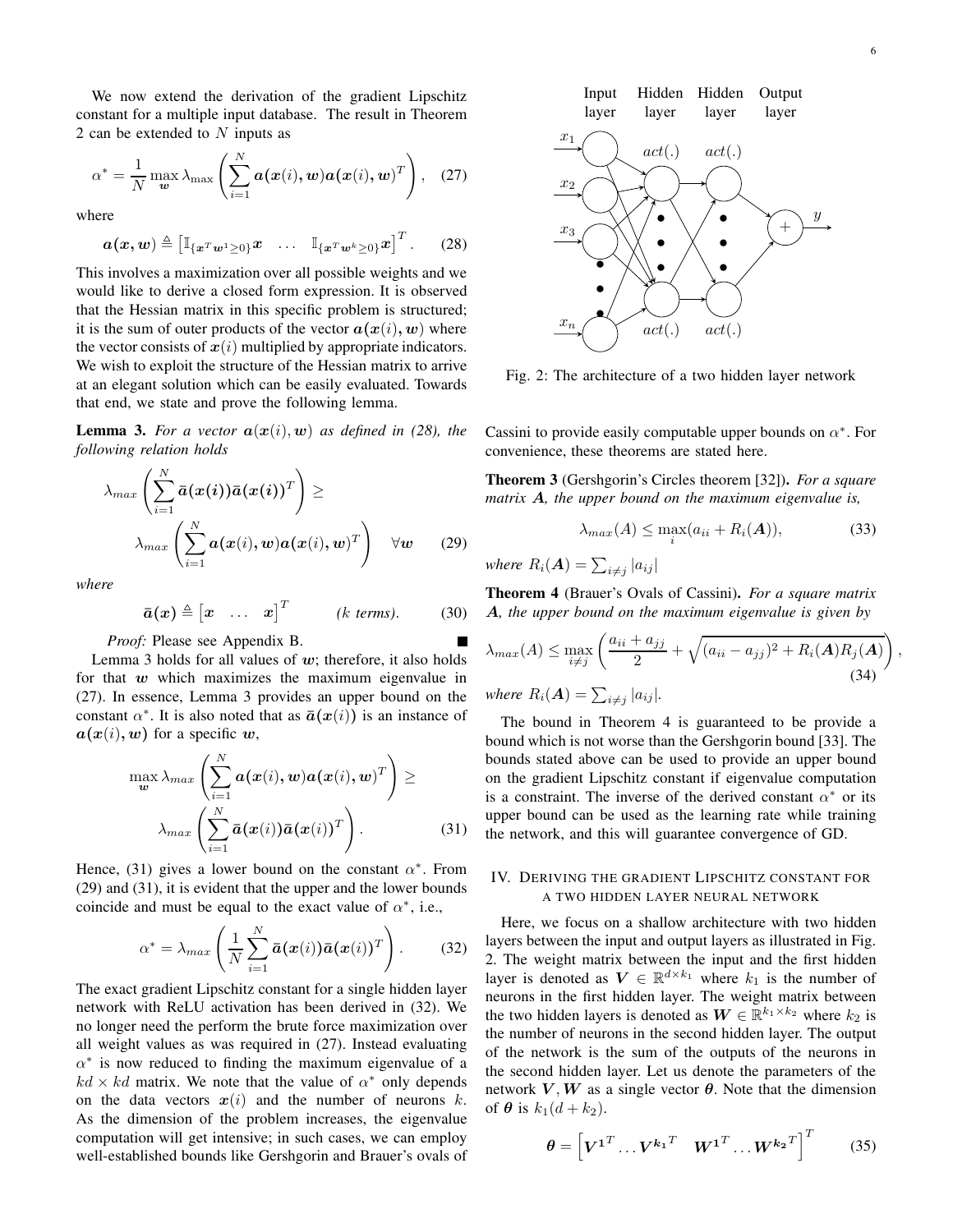We now extend the derivation of the gradient Lipschitz constant for a multiple input database. The result in Theorem 2 can be extended to $N$ inputs as

$$\alpha^* = \frac{1}{N} \max_{\boldsymbol{w}} \lambda_{\max} \left( \sum_{i=1}^{N} \boldsymbol{a}(\boldsymbol{x}(i), \boldsymbol{w}) \boldsymbol{a}(\boldsymbol{x}(i), \boldsymbol{w})^T \right), \quad (27)$$

where

$$\boldsymbol{a}(\boldsymbol{x}, \boldsymbol{w}) \triangleq \begin{bmatrix} \mathbb{I}_{\{\boldsymbol{x}^T \boldsymbol{w}^1 \geq 0\}} \boldsymbol{x} & \ldots & \mathbb{I}_{\{\boldsymbol{x}^T \boldsymbol{w}^k \geq 0\}} \boldsymbol{x} \end{bmatrix}^T. \quad (28)$$

This involves a maximization over all possible weights and we would like to derive a closed form expression. It is observed that the Hessian matrix in this specific problem is structured; it is the sum of outer products of the vector $\boldsymbol{a}(\boldsymbol{x}(i), \boldsymbol{w})$ where the vector consists of $\boldsymbol{x}(i)$ multiplied by appropriate indicators. We wish to exploit the structure of the Hessian matrix to arrive at an elegant solution which can be easily evaluated. Towards that end, we state and prove the following lemma.

**Lemma 3.** *For a vector $\boldsymbol{a}(\boldsymbol{x}(i), \boldsymbol{w})$ as defined in (28), the following relation holds*

$$\lambda_{max} \left( \sum_{i=1}^{N} \bar{\boldsymbol{a}}(\boldsymbol{x}(i)) \bar{\boldsymbol{a}}(\boldsymbol{x}(i))^T \right) \geq \lambda_{max} \left( \sum_{i=1}^{N} \boldsymbol{a}(\boldsymbol{x}(i), \boldsymbol{w}) \boldsymbol{a}(\boldsymbol{x}(i), \boldsymbol{w})^T \right) \quad \forall \boldsymbol{w} \quad (29)$$

*where*

$$\bar{\boldsymbol{a}}(\boldsymbol{x}) \triangleq \begin{bmatrix} \boldsymbol{x} & \ldots & \boldsymbol{x} \end{bmatrix}^T \qquad (k \text{ terms}). \quad (30)$$

*Proof:* Please see Appendix B. ∎

Lemma 3 holds for all values of $\boldsymbol{w}$; therefore, it also holds for that $\boldsymbol{w}$ which maximizes the maximum eigenvalue in (27). In essence, Lemma 3 provides an upper bound on the constant $\alpha^*$. It is also noted that as $\bar{\boldsymbol{a}}(\boldsymbol{x}(i))$ is an instance of $\boldsymbol{a}(\boldsymbol{x}(i), \boldsymbol{w})$ for a specific $\boldsymbol{w}$,

$$\max_{\boldsymbol{w}} \lambda_{max} \left( \sum_{i=1}^{N} \boldsymbol{a}(\boldsymbol{x}(i), \boldsymbol{w}) \boldsymbol{a}(\boldsymbol{x}(i), \boldsymbol{w})^T \right) \geq \lambda_{max} \left( \sum_{i=1}^{N} \bar{\boldsymbol{a}}(\boldsymbol{x}(i)) \bar{\boldsymbol{a}}(\boldsymbol{x}(i))^T \right). \quad (31)$$

Hence, (31) gives a lower bound on the constant $\alpha^*$. From (29) and (31), it is evident that the upper and the lower bounds coincide and must be equal to the exact value of $\alpha^*$, i.e.,

$$\alpha^* = \lambda_{max} \left( \frac{1}{N} \sum_{i=1}^{N} \bar{\boldsymbol{a}}(\boldsymbol{x}(i)) \bar{\boldsymbol{a}}(\boldsymbol{x}(i))^T \right). \quad (32)$$

The exact gradient Lipschitz constant for a single hidden layer network with ReLU activation has been derived in (32). We no longer need the perform the brute force maximization over all weight values as was required in (27). Instead evaluating $\alpha^*$ is now reduced to finding the maximum eigenvalue of a $kd \times kd$ matrix. We note that the value of $\alpha^*$ only depends on the data vectors $\boldsymbol{x}(i)$ and the number of neurons $k$. As the dimension of the problem increases, the eigenvalue computation will get intensive; in such cases, we can employ well-established bounds like Gershgorin and Brauer's ovals of Cassini to provide easily computable upper bounds on $\alpha^*$. For convenience, these theorems are stated here.

**Theorem 3** (Gershgorin's Circles theorem [32])**.** *For a square matrix $\boldsymbol{A}$, the upper bound on the maximum eigenvalue is,*

$$\lambda_{max}(A) \leq \max_{i} (a_{ii} + R_i(\boldsymbol{A})), \quad (33)$$

*where $R_i(\boldsymbol{A}) = \sum_{i \neq j} |a_{ij}|$*

**Theorem 4** (Brauer's Ovals of Cassini)**.** *For a square matrix $\boldsymbol{A}$, the upper bound on the maximum eigenvalue is given by*

$$\lambda_{max}(A) \leq \max_{i \neq j} \left( \frac{a_{ii} + a_{jj}}{2} + \sqrt{(a_{ii} - a_{jj})^2 + R_i(\boldsymbol{A}) R_j(\boldsymbol{A})} \right), \quad (34)$$

*where $R_i(\boldsymbol{A}) = \sum_{i \neq j} |a_{ij}|$.*

The bound in Theorem 4 is guaranteed to be provide a bound which is not worse than the Gershgorin bound [33]. The bounds stated above can be used to provide an upper bound on the gradient Lipschitz constant if eigenvalue computation is a constraint. The inverse of the derived constant $\alpha^*$ or its upper bound can be used as the learning rate while training the network, and this will guarantee convergence of GD.

## IV. Deriving the gradient Lipschitz constant for a two hidden layer neural network

Fig. 2: The architecture of a two hidden layer network

Here, we focus on a shallow architecture with two hidden layers between the input and output layers as illustrated in Fig. 2. The weight matrix between the input and the first hidden layer is denoted as $\boldsymbol{V} \in \mathbb{R}^{d \times k_1}$ where $k_1$ is the number of neurons in the first hidden layer. The weight matrix between the two hidden layers is denoted as $\boldsymbol{W} \in \mathbb{R}^{k_1 \times k_2}$ where $k_2$ is the number of neurons in the second hidden layer. The output of the network is the sum of the outputs of the neurons in the second hidden layer. Let us denote the parameters of the network $\boldsymbol{V}, \boldsymbol{W}$ as a single vector $\boldsymbol{\theta}$. Note that the dimension of $\boldsymbol{\theta}$ is $k_1(d + k_2)$.

$$\boldsymbol{\theta} = \begin{bmatrix} \boldsymbol{V^1}^T \ldots \boldsymbol{V^{k_1}}^T & \boldsymbol{W^1}^T \ldots \boldsymbol{W^{k_2}}^T \end{bmatrix}^T \quad (35)$$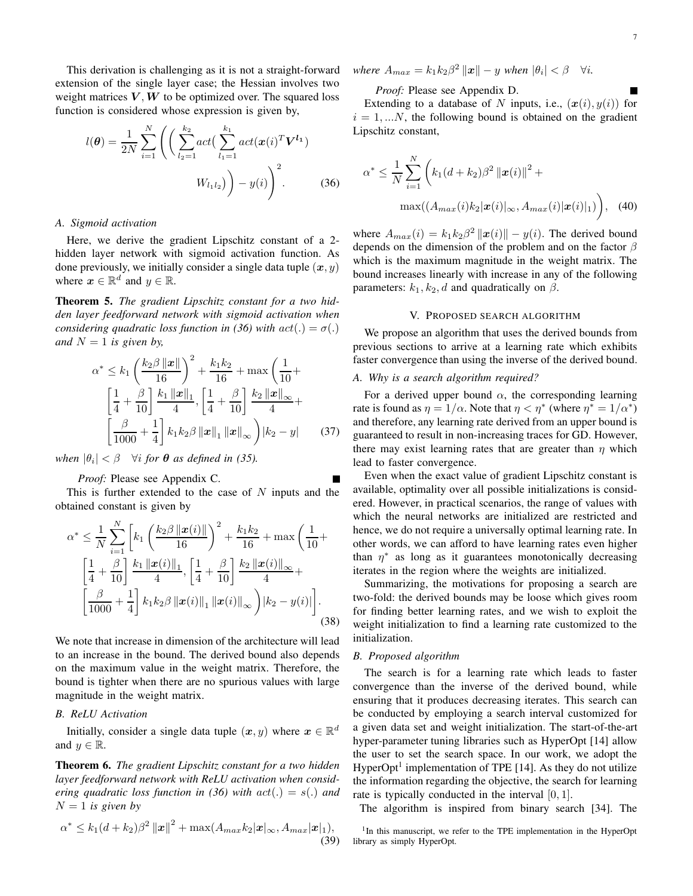This derivation is challenging as it is not a straight-forward extension of the single layer case; the Hessian involves two weight matrices $\boldsymbol{V}, \boldsymbol{W}$ to be optimized over. The squared loss function is considered whose expression is given by,

$$l(\boldsymbol{\theta}) = \frac{1}{2N} \sum_{i=1}^{N} \left( \Big( \sum_{l_2=1}^{k_2} act\big( \sum_{l_1=1}^{k_1} act(\boldsymbol{x}(i)^T \boldsymbol{V}^{\boldsymbol{l_1}}) W_{l_1 l_2} \big) \Big) - y(i) \right)^2 . \tag{36}$$

### A. Sigmoid activation

Here, we derive the gradient Lipschitz constant of a 2-hidden layer network with sigmoid activation function. As done previously, we initially consider a single data tuple $(\boldsymbol{x}, y)$ where $\boldsymbol{x} \in \mathbb{R}^d$ and $y \in \mathbb{R}$.

**Theorem 5.** *The gradient Lipschitz constant for a two hidden layer feedforward network with sigmoid activation when considering quadratic loss function in (36) with $act(.) = \sigma(.)$ and $N = 1$ is given by,*

$$\alpha^* \leq k_1 \left( \frac{k_2 \beta \|\boldsymbol{x}\|}{16} \right)^2 + \frac{k_1 k_2}{16} + \max \left( \frac{1}{10} + \left[ \frac{1}{4} + \frac{\beta}{10} \right] \frac{k_1 \|\boldsymbol{x}\|_1}{4}, \left[ \frac{1}{4} + \frac{\beta}{10} \right] \frac{k_2 \|\boldsymbol{x}\|_\infty}{4} + \left[ \frac{\beta}{1000} + \frac{1}{4} \right] k_1 k_2 \beta \|\boldsymbol{x}\|_1 \|\boldsymbol{x}\|_\infty \right) |k_2 - y| \tag{37}$$

*when $|\theta_i| < \beta \quad \forall i$ for $\boldsymbol{\theta}$ as defined in (35).*

*Proof:* Please see Appendix C. ∎

This is further extended to the case of $N$ inputs and the obtained constant is given by

$$\alpha^* \leq \frac{1}{N} \sum_{i=1}^{N} \left[ k_1 \left( \frac{k_2 \beta \|\boldsymbol{x}(i)\|}{16} \right)^2 + \frac{k_1 k_2}{16} + \max \left( \frac{1}{10} + \left[ \frac{1}{4} + \frac{\beta}{10} \right] \frac{k_1 \|\boldsymbol{x}(i)\|_1}{4}, \left[ \frac{1}{4} + \frac{\beta}{10} \right] \frac{k_2 \|\boldsymbol{x}(i)\|_\infty}{4} + \left[ \frac{\beta}{1000} + \frac{1}{4} \right] k_1 k_2 \beta \|\boldsymbol{x}(i)\|_1 \|\boldsymbol{x}(i)\|_\infty \right) |k_2 - y(i)| \right]. \tag{38}$$

We note that increase in dimension of the architecture will lead to an increase in the bound. The derived bound also depends on the maximum value in the weight matrix. Therefore, the bound is tighter when there are no spurious values with large magnitude in the weight matrix.

### B. ReLU Activation

Initially, consider a single data tuple $(\boldsymbol{x}, y)$ where $\boldsymbol{x} \in \mathbb{R}^d$ and $y \in \mathbb{R}$.

**Theorem 6.** *The gradient Lipschitz constant for a two hidden layer feedforward network with ReLU activation when considering quadratic loss function in (36) with $act(.) = s(.)$ and $N = 1$ is given by*

$$\alpha^* \leq k_1 (d + k_2) \beta^2 \|\boldsymbol{x}\|^2 + \max(A_{max} k_2 |\boldsymbol{x}|_\infty, A_{max} |\boldsymbol{x}|_1), \tag{39}$$

*where $A_{max} = k_1 k_2 \beta^2 \|\boldsymbol{x}\| - y$ when $|\theta_i| < \beta \quad \forall i$.*

*Proof:* Please see Appendix D. ∎

Extending to a database of $N$ inputs, i.e., $(\boldsymbol{x}(i), y(i))$ for $i = 1, ...N$, the following bound is obtained on the gradient Lipschitz constant,

$$\alpha^* \leq \frac{1}{N} \sum_{i=1}^{N} \bigg( k_1 (d + k_2) \beta^2 \|\boldsymbol{x}(i)\|^2 + \max((A_{max}(i) k_2 |\boldsymbol{x}(i)|_\infty, A_{max}(i) |\boldsymbol{x}(i)|_1) \bigg), \tag{40}$$

where $A_{max}(i) = k_1 k_2 \beta^2 \|\boldsymbol{x}(i)\| - y(i)$. The derived bound depends on the dimension of the problem and on the factor $\beta$ which is the maximum magnitude in the weight matrix. The bound increases linearly with increase in any of the following parameters: $k_1, k_2, d$ and quadratically on $\beta$.

## V. Proposed search algorithm

We propose an algorithm that uses the derived bounds from previous sections to arrive at a learning rate which exhibits faster convergence than using the inverse of the derived bound.

### A. Why is a search algorithm required?

For a derived upper bound $\alpha$, the corresponding learning rate is found as $\eta = 1/\alpha$. Note that $\eta < \eta^*$ (where $\eta^* = 1/\alpha^*$) and therefore, any learning rate derived from an upper bound is guaranteed to result in non-increasing traces for GD. However, there may exist learning rates that are greater than $\eta$ which lead to faster convergence.

Even when the exact value of gradient Lipschitz constant is available, optimality over all possible initializations is considered. However, in practical scenarios, the range of values with which the neural networks are initialized are restricted and hence, we do not require a universally optimal learning rate. In other words, we can afford to have learning rates even higher than $\eta^*$ as long as it guarantees monotonically decreasing iterates in the region where the weights are initialized.

Summarizing, the motivations for proposing a search are two-fold: the derived bounds may be loose which gives room for finding better learning rates, and we wish to exploit the weight initialization to find a learning rate customized to the initialization.

### B. Proposed algorithm

The search is for a learning rate which leads to faster convergence than the inverse of the derived bound, while ensuring that it produces decreasing iterates. This search can be conducted by employing a search interval customized for a given data set and weight initialization. The start-of-the-art hyper-parameter tuning libraries such as HyperOpt [14] allow the user to set the search space. In our work, we adopt the HyperOpt[1] implementation of TPE [14]. As they do not utilize the information regarding the objective, the search for learning rate is typically conducted in the interval $[0, 1]$.

The algorithm is inspired from binary search [34]. The

[1] In this manuscript, we refer to the TPE implementation in the HyperOpt library as simply HyperOpt.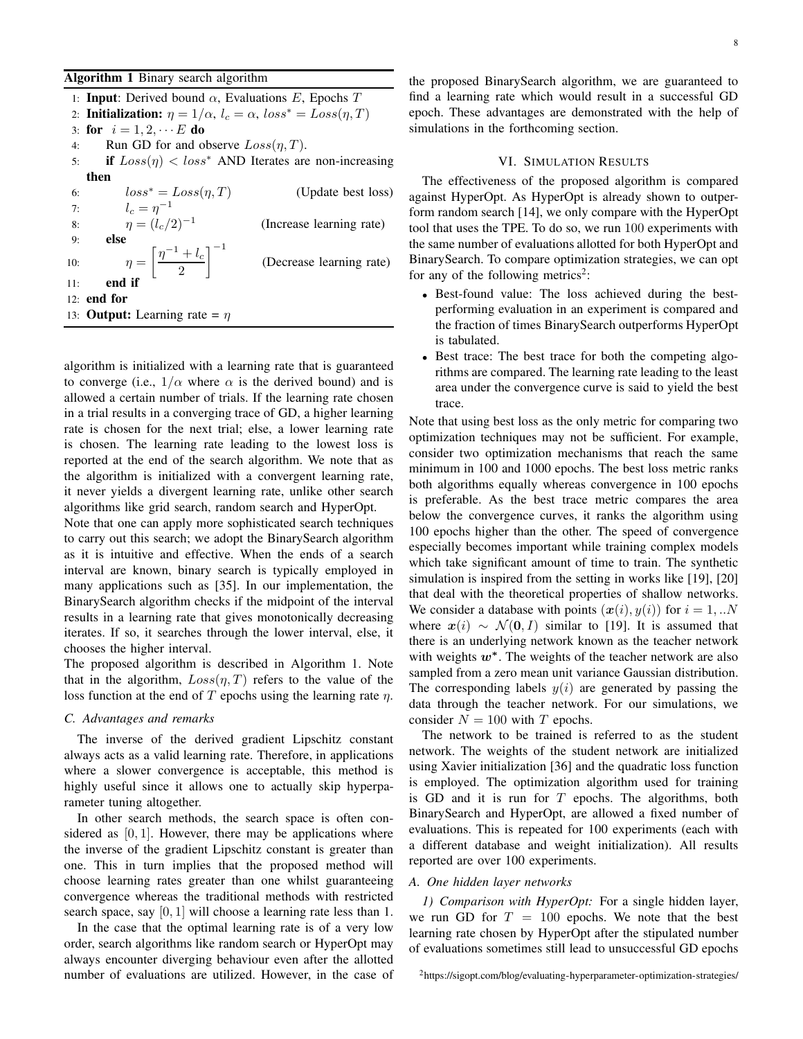**Algorithm 1** Binary search algorithm

1: **Input**: Derived bound $\alpha$, Evaluations $E$, Epochs $T$
2: **Initialization:** $\eta = 1/\alpha$, $l_c = \alpha$, $loss^* = Loss(\eta, T)$
3: **for** $i = 1, 2, \cdots E$ **do**
4: Run GD for and observe $Loss(\eta, T)$.
5: **if** $Loss(\eta) < loss^*$ AND Iterates are non-increasing **then**
6: $loss^* = Loss(\eta, T)$ (Update best loss)
7: $l_c = \eta^{-1}$
8: $\eta = (l_c/2)^{-1}$ (Increase learning rate)
9: **else**
10: $\eta = \left[\dfrac{\eta^{-1} + l_c}{2}\right]^{-1}$ (Decrease learning rate)
11: **end if**
12: **end for**
13: **Output:** Learning rate = $\eta$

algorithm is initialized with a learning rate that is guaranteed to converge (i.e., $1/\alpha$ where $\alpha$ is the derived bound) and is allowed a certain number of trials. If the learning rate chosen in a trial results in a converging trace of GD, a higher learning rate is chosen for the next trial; else, a lower learning rate is chosen. The learning rate leading to the lowest loss is reported at the end of the search algorithm. We note that as the algorithm is initialized with a convergent learning rate, it never yields a divergent learning rate, unlike other search algorithms like grid search, random search and HyperOpt.

Note that one can apply more sophisticated search techniques to carry out this search; we adopt the BinarySearch algorithm as it is intuitive and effective. When the ends of a search interval are known, binary search is typically employed in many applications such as [35]. In our implementation, the BinarySearch algorithm checks if the midpoint of the interval results in a learning rate that gives monotonically decreasing iterates. If so, it searches through the lower interval, else, it chooses the higher interval.

The proposed algorithm is described in Algorithm 1. Note that in the algorithm, $Loss(\eta, T)$ refers to the value of the loss function at the end of $T$ epochs using the learning rate $\eta$.

### C. Advantages and remarks

The inverse of the derived gradient Lipschitz constant always acts as a valid learning rate. Therefore, in applications where a slower convergence is acceptable, this method is highly useful since it allows one to actually skip hyperparameter tuning altogether.

In other search methods, the search space is often considered as $[0, 1]$. However, there may be applications where the inverse of the gradient Lipschitz constant is greater than one. This in turn implies that the proposed method will choose learning rates greater than one whilst guaranteeing convergence whereas the traditional methods with restricted search space, say $[0, 1]$ will choose a learning rate less than 1.

In the case that the optimal learning rate is of a very low order, search algorithms like random search or HyperOpt may always encounter diverging behaviour even after the allotted number of evaluations are utilized. However, in the case of the proposed BinarySearch algorithm, we are guaranteed to find a learning rate which would result in a successful GD epoch. These advantages are demonstrated with the help of simulations in the forthcoming section.

## VI. Simulation Results

The effectiveness of the proposed algorithm is compared against HyperOpt. As HyperOpt is already shown to outperform random search [14], we only compare with the HyperOpt tool that uses the TPE. To do so, we run $100$ experiments with the same number of evaluations allotted for both HyperOpt and BinarySearch. To compare optimization strategies, we can opt for any of the following metrics[2]:

- Best-found value: The loss achieved during the best-performing evaluation in an experiment is compared and the fraction of times BinarySearch outperforms HyperOpt is tabulated.
- Best trace: The best trace for both the competing algorithms are compared. The learning rate leading to the least area under the convergence curve is said to yield the best trace.

Note that using best loss as the only metric for comparing two optimization techniques may not be sufficient. For example, consider two optimization mechanisms that reach the same minimum in 100 and 1000 epochs. The best loss metric ranks both algorithms equally whereas convergence in 100 epochs is preferable. As the best trace metric compares the area below the convergence curves, it ranks the algorithm using 100 epochs higher than the other. The speed of convergence especially becomes important while training complex models which take significant amount of time to train. The synthetic simulation is inspired from the setting in works like [19], [20] that deal with the theoretical properties of shallow networks. We consider a database with points $(\boldsymbol{x}(i), y(i))$ for $i = 1, ..N$ where $\boldsymbol{x}(i) \sim \mathcal{N}(\mathbf{0}, I)$ similar to [19]. It is assumed that there is an underlying network known as the teacher network with weights $\boldsymbol{w}^*$. The weights of the teacher network are also sampled from a zero mean unit variance Gaussian distribution. The corresponding labels $y(i)$ are generated by passing the data through the teacher network. For our simulations, we consider $N = 100$ with $T$ epochs.

The network to be trained is referred to as the student network. The weights of the student network are initialized using Xavier initialization [36] and the quadratic loss function is employed. The optimization algorithm used for training is GD and it is run for $T$ epochs. The algorithms, both BinarySearch and HyperOpt, are allowed a fixed number of evaluations. This is repeated for 100 experiments (each with a different database and weight initialization). All results reported are over 100 experiments.

### A. One hidden layer networks

*1) Comparison with HyperOpt:* For a single hidden layer, we run GD for $T = 100$ epochs. We note that the best learning rate chosen by HyperOpt after the stipulated number of evaluations sometimes still lead to unsuccessful GD epochs

[2] https://sigopt.com/blog/evaluating-hyperparameter-optimization-strategies/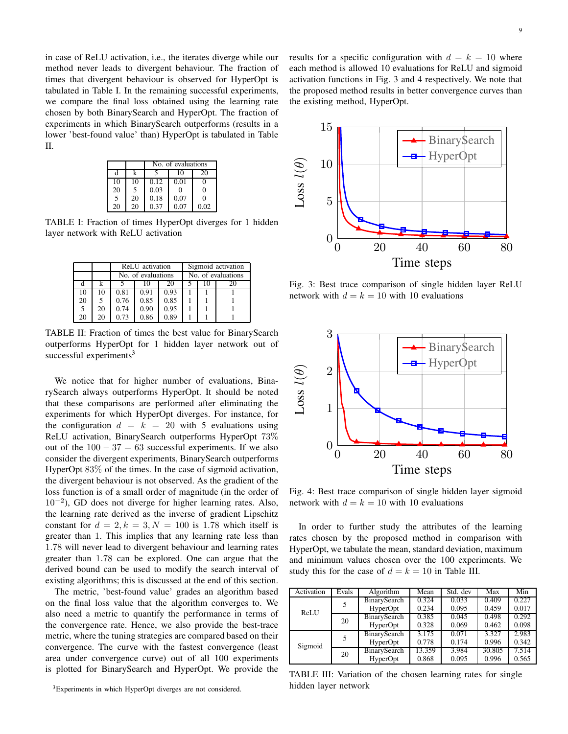in case of ReLU activation, i.e., the iterates diverge while our method never leads to divergent behaviour. The fraction of times that divergent behaviour is observed for HyperOpt is tabulated in Table I. In the remaining successful experiments, we compare the final loss obtained using the learning rate chosen by both BinarySearch and HyperOpt. The fraction of experiments in which BinarySearch outperforms (results in a lower 'best-found value' than) HyperOpt is tabulated in Table II.

| | | No. of evaluations | | |
|---|---|---|---|---|
| d | k | 5 | 10 | 20 |
| 10 | 10 | 0.12 | 0.01 | 0 |
| 20 | 5 | 0.03 | 0 | 0 |
| 5 | 20 | 0.18 | 0.07 | 0 |
| 20 | 20 | 0.37 | 0.07 | 0.02 |

TABLE I: Fraction of times HyperOpt diverges for 1 hidden layer network with ReLU activation

| | | ReLU activation | | | Sigmoid activation | | |
|---|---|---|---|---|---|---|---|
| | | No. of evaluations | | | No. of evaluations | | |
| d | k | 5 | 10 | 20 | 5 | 10 | 20 |
| 10 | 10 | 0.81 | 0.91 | 0.93 | 1 | 1 | 1 |
| 20 | 5 | 0.76 | 0.85 | 0.85 | 1 | 1 | 1 |
| 5 | 20 | 0.74 | 0.90 | 0.95 | 1 | 1 | 1 |
| 20 | 20 | 0.73 | 0.86 | 0.89 | 1 | 1 | 1 |

TABLE II: Fraction of times the best value for BinarySearch outperforms HyperOpt for 1 hidden layer network out of successful experiments[3]

We notice that for higher number of evaluations, BinarySearch always outperforms HyperOpt. It should be noted that these comparisons are performed after eliminating the experiments for which HyperOpt diverges. For instance, for the configuration $d = k = 20$ with 5 evaluations using ReLU activation, BinarySearch outperforms HyperOpt 73% out of the $100 - 37 = 63$ successful experiments. If we also consider the divergent experiments, BinarySearch outperforms HyperOpt 83% of the times. In the case of sigmoid activation, the divergent behaviour is not observed. As the gradient of the loss function is of a small order of magnitude (in the order of $10^{-2}$), GD does not diverge for higher learning rates. Also, the learning rate derived as the inverse of gradient Lipschitz constant for $d = 2, k = 3, N = 100$ is 1.78 which itself is greater than 1. This implies that any learning rate less than 1.78 will never lead to divergent behaviour and learning rates greater than 1.78 can be explored. One can argue that the derived bound can be used to modify the search interval of existing algorithms; this is discussed at the end of this section.

The metric, 'best-found value' grades an algorithm based on the final loss value that the algorithm converges to. We also need a metric to quantify the performance in terms of the convergence rate. Hence, we also provide the best-trace metric, where the tuning strategies are compared based on their convergence. The curve with the fastest convergence (least area under convergence curve) out of all 100 experiments is plotted for BinarySearch and HyperOpt. We provide the results for a specific configuration with $d = k = 10$ where each method is allowed 10 evaluations for ReLU and sigmoid activation functions in Fig. 3 and 4 respectively. We note that the proposed method results in better convergence curves than the existing method, HyperOpt.

[3]Experiments in which HyperOpt diverges are not considered.

Fig. 3: Best trace comparison of single hidden layer ReLU network with $d = k = 10$ with 10 evaluations

Fig. 4: Best trace comparison of single hidden layer sigmoid network with $d = k = 10$ with 10 evaluations

In order to further study the attributes of the learning rates chosen by the proposed method in comparison with HyperOpt, we tabulate the mean, standard deviation, maximum and minimum values chosen over the 100 experiments. We study this for the case of $d = k = 10$ in Table III.

| Activation | Evals | Algorithm | Mean | Std. dev | Max | Min |
|---|---|---|---|---|---|---|
| ReLU | 5 | BinarySearch | 0.324 | 0.033 | 0.409 | 0.227 |
| | | HyperOpt | 0.234 | 0.095 | 0.459 | 0.017 |
| | 20 | BinarySearch | 0.385 | 0.045 | 0.498 | 0.292 |
| | | HyperOpt | 0.328 | 0.069 | 0.462 | 0.098 |
| Sigmoid | 5 | BinarySearch | 3.175 | 0.071 | 3.327 | 2.983 |
| | | HyperOpt | 0.778 | 0.174 | 0.996 | 0.342 |
| | 20 | BinarySearch | 13.359 | 3.984 | 30.805 | 7.514 |
| | | HyperOpt | 0.868 | 0.095 | 0.996 | 0.565 |

TABLE III: Variation of the chosen learning rates for single hidden layer network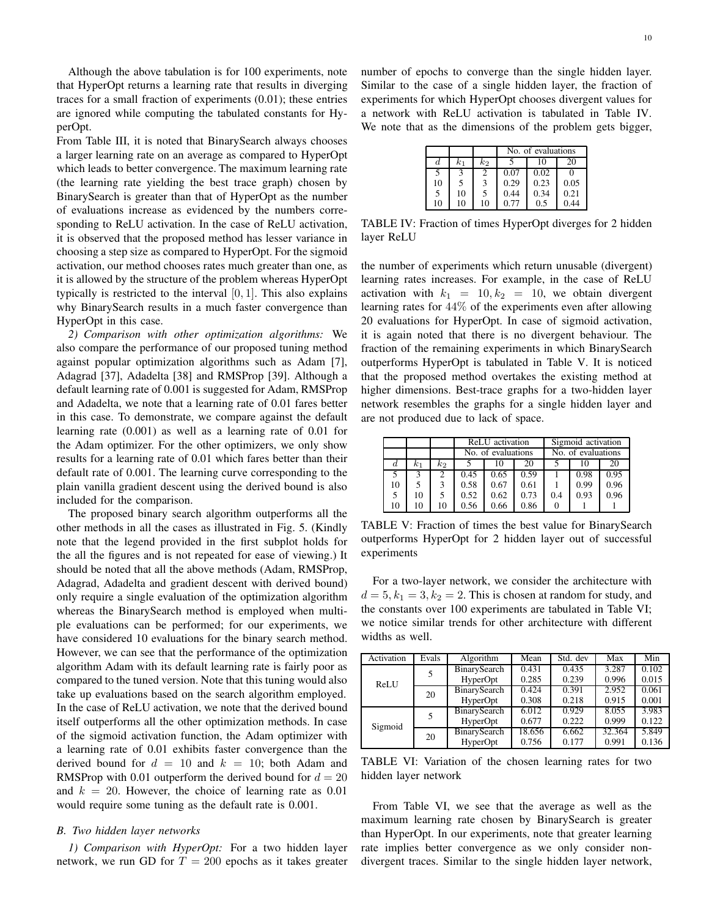Although the above tabulation is for 100 experiments, note that HyperOpt returns a learning rate that results in diverging traces for a small fraction of experiments (0.01); these entries are ignored while computing the tabulated constants for HyperOpt.

From Table III, it is noted that BinarySearch always chooses a larger learning rate on an average as compared to HyperOpt which leads to better convergence. The maximum learning rate (the learning rate yielding the best trace graph) chosen by BinarySearch is greater than that of HyperOpt as the number of evaluations increase as evidenced by the numbers corresponding to ReLU activation. In the case of ReLU activation, it is observed that the proposed method has lesser variance in choosing a step size as compared to HyperOpt. For the sigmoid activation, our method chooses rates much greater than one, as it is allowed by the structure of the problem whereas HyperOpt typically is restricted to the interval $[0, 1]$. This also explains why BinarySearch results in a much faster convergence than HyperOpt in this case.

*2) Comparison with other optimization algorithms:* We also compare the performance of our proposed tuning method against popular optimization algorithms such as Adam [7], Adagrad [37], Adadelta [38] and RMSProp [39]. Although a default learning rate of 0.001 is suggested for Adam, RMSProp and Adadelta, we note that a learning rate of 0.01 fares better in this case. To demonstrate, we compare against the default learning rate (0.001) as well as a learning rate of 0.01 for the Adam optimizer. For the other optimizers, we only show results for a learning rate of 0.01 which fares better than their default rate of 0.001. The learning curve corresponding to the plain vanilla gradient descent using the derived bound is also included for the comparison.

The proposed binary search algorithm outperforms all the other methods in all the cases as illustrated in Fig. 5. (Kindly note that the legend provided in the first subplot holds for the all the figures and is not repeated for ease of viewing.) It should be noted that all the above methods (Adam, RMSProp, Adagrad, Adadelta and gradient descent with derived bound) only require a single evaluation of the optimization algorithm whereas the BinarySearch method is employed when multiple evaluations can be performed; for our experiments, we have considered 10 evaluations for the binary search method. However, we can see that the performance of the optimization algorithm Adam with its default learning rate is fairly poor as compared to the tuned version. Note that this tuning would also take up evaluations based on the search algorithm employed. In the case of ReLU activation, we note that the derived bound itself outperforms all the other optimization methods. In case of the sigmoid activation function, the Adam optimizer with a learning rate of 0.01 exhibits faster convergence than the derived bound for $d = 10$ and $k = 10$; both Adam and RMSProp with 0.01 outperform the derived bound for $d = 20$ and $k = 20$. However, the choice of learning rate as 0.01 would require some tuning as the default rate is 0.001.

### *B. Two hidden layer networks*

*1) Comparison with HyperOpt:* For a two hidden layer network, we run GD for $T = 200$ epochs as it takes greater number of epochs to converge than the single hidden layer. Similar to the case of a single hidden layer, the fraction of experiments for which HyperOpt chooses divergent values for a network with ReLU activation is tabulated in Table IV. We note that as the dimensions of the problem gets bigger,

| | | | No. of evaluations | | |
|---|---|---|---|---|---|
| $d$ | $k_1$ | $k_2$ | 5 | 10 | 20 |
| 5 | 3 | 2 | 0.07 | 0.02 | 0 |
| 10 | 5 | 3 | 0.29 | 0.23 | 0.05 |
| 5 | 10 | 5 | 0.44 | 0.34 | 0.21 |
| 10 | 10 | 10 | 0.77 | 0.5 | 0.44 |

TABLE IV: Fraction of times HyperOpt diverges for 2 hidden layer ReLU

the number of experiments which return unusable (divergent) learning rates increases. For example, in the case of ReLU activation with $k_1 = 10, k_2 = 10$, we obtain divergent learning rates for 44% of the experiments even after allowing 20 evaluations for HyperOpt. In case of sigmoid activation, it is again noted that there is no divergent behaviour. The fraction of the remaining experiments in which BinarySearch outperforms HyperOpt is tabulated in Table V. It is noticed that the proposed method overtakes the existing method at higher dimensions. Best-trace graphs for a two-hidden layer network resembles the graphs for a single hidden layer and are not produced due to lack of space.

| | | | ReLU activation | | | Sigmoid activation | | |
|---|---|---|---|---|---|---|---|---|
| | | | No. of evaluations | | | No. of evaluations | | |
| $d$ | $k_1$ | $k_2$ | 5 | 10 | 20 | 5 | 10 | 20 |
| 5 | 3 | 2 | 0.45 | 0.65 | 0.59 | 1 | 0.98 | 0.95 |
| 10 | 5 | 3 | 0.58 | 0.67 | 0.61 | 1 | 0.99 | 0.96 |
| 5 | 10 | 5 | 0.52 | 0.62 | 0.73 | 0.4 | 0.93 | 0.96 |
| 10 | 10 | 10 | 0.56 | 0.66 | 0.86 | 0 | 1 | 1 |

TABLE V: Fraction of times the best value for BinarySearch outperforms HyperOpt for 2 hidden layer out of successful experiments

For a two-layer network, we consider the architecture with $d = 5, k_1 = 3, k_2 = 2$. This is chosen at random for study, and the constants over 100 experiments are tabulated in Table VI; we notice similar trends for other architecture with different widths as well.

| Activation | Evals | Algorithm | Mean | Std. dev | Max | Min |
|---|---|---|---|---|---|---|
| ReLU | 5 | BinarySearch | 0.431 | 0.435 | 3.287 | 0.102 |
| | | HyperOpt | 0.285 | 0.239 | 0.996 | 0.015 |
| | 20 | BinarySearch | 0.424 | 0.391 | 2.952 | 0.061 |
| | | HyperOpt | 0.308 | 0.218 | 0.915 | 0.001 |
| Sigmoid | 5 | BinarySearch | 6.012 | 0.929 | 8.055 | 3.983 |
| | | HyperOpt | 0.677 | 0.222 | 0.999 | 0.122 |
| | 20 | BinarySearch | 18.656 | 6.662 | 32.364 | 5.849 |
| | | HyperOpt | 0.756 | 0.177 | 0.991 | 0.136 |

TABLE VI: Variation of the chosen learning rates for two hidden layer network

From Table VI, we see that the average as well as the maximum learning rate chosen by BinarySearch is greater than HyperOpt. In our experiments, note that greater learning rate implies better convergence as we only consider non-divergent traces. Similar to the single hidden layer network,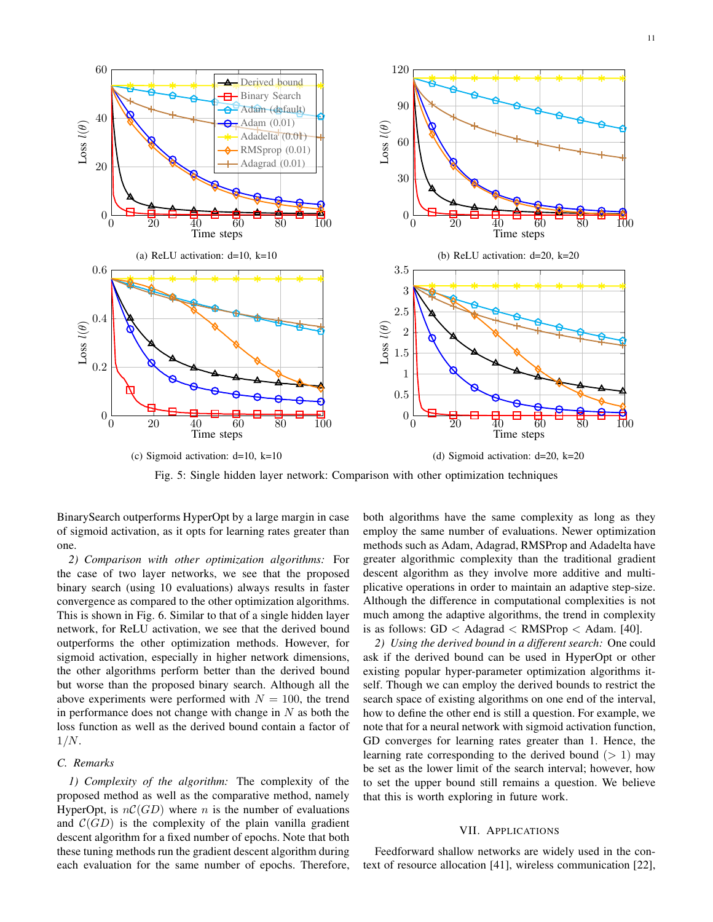(a) ReLU activation: d=10, k=10

(b) ReLU activation: d=20, k=20

(c) Sigmoid activation: d=10, k=10

(d) Sigmoid activation: d=20, k=20

Fig. 5: Single hidden layer network: Comparison with other optimization techniques

BinarySearch outperforms HyperOpt by a large margin in case of sigmoid activation, as it opts for learning rates greater than one.

*2) Comparison with other optimization algorithms:* For the case of two layer networks, we see that the proposed binary search (using 10 evaluations) always results in faster convergence as compared to the other optimization algorithms. This is shown in Fig. 6. Similar to that of a single hidden layer network, for ReLU activation, we see that the derived bound outperforms the other optimization methods. However, for sigmoid activation, especially in higher network dimensions, the other algorithms perform better than the derived bound but worse than the proposed binary search. Although all the above experiments were performed with $N = 100$, the trend in performance does not change with change in $N$ as both the loss function as well as the derived bound contain a factor of $1/N$.

### C. Remarks

*1) Complexity of the algorithm:* The complexity of the proposed method as well as the comparative method, namely HyperOpt, is $n\mathcal{C}(GD)$ where $n$ is the number of evaluations and $\mathcal{C}(GD)$ is the complexity of the plain vanilla gradient descent algorithm for a fixed number of epochs. Note that both these tuning methods run the gradient descent algorithm during each evaluation for the same number of epochs. Therefore, both algorithms have the same complexity as long as they employ the same number of evaluations. Newer optimization methods such as Adam, Adagrad, RMSProp and Adadelta have greater algorithmic complexity than the traditional gradient descent algorithm as they involve more additive and multiplicative operations in order to maintain an adaptive step-size. Although the difference in computational complexities is not much among the adaptive algorithms, the trend in complexity is as follows: GD $<$ Adagrad $<$ RMSProp $<$ Adam. [40].

*2) Using the derived bound in a different search:* One could ask if the derived bound can be used in HyperOpt or other existing popular hyper-parameter optimization algorithms itself. Though we can employ the derived bounds to restrict the search space of existing algorithms on one end of the interval, how to define the other end is still a question. For example, we note that for a neural network with sigmoid activation function, GD converges for learning rates greater than 1. Hence, the learning rate corresponding to the derived bound ($> 1$) may be set as the lower limit of the search interval; however, how to set the upper bound still remains a question. We believe that this is worth exploring in future work.

## VII. Applications

Feedforward shallow networks are widely used in the context of resource allocation [41], wireless communication [22],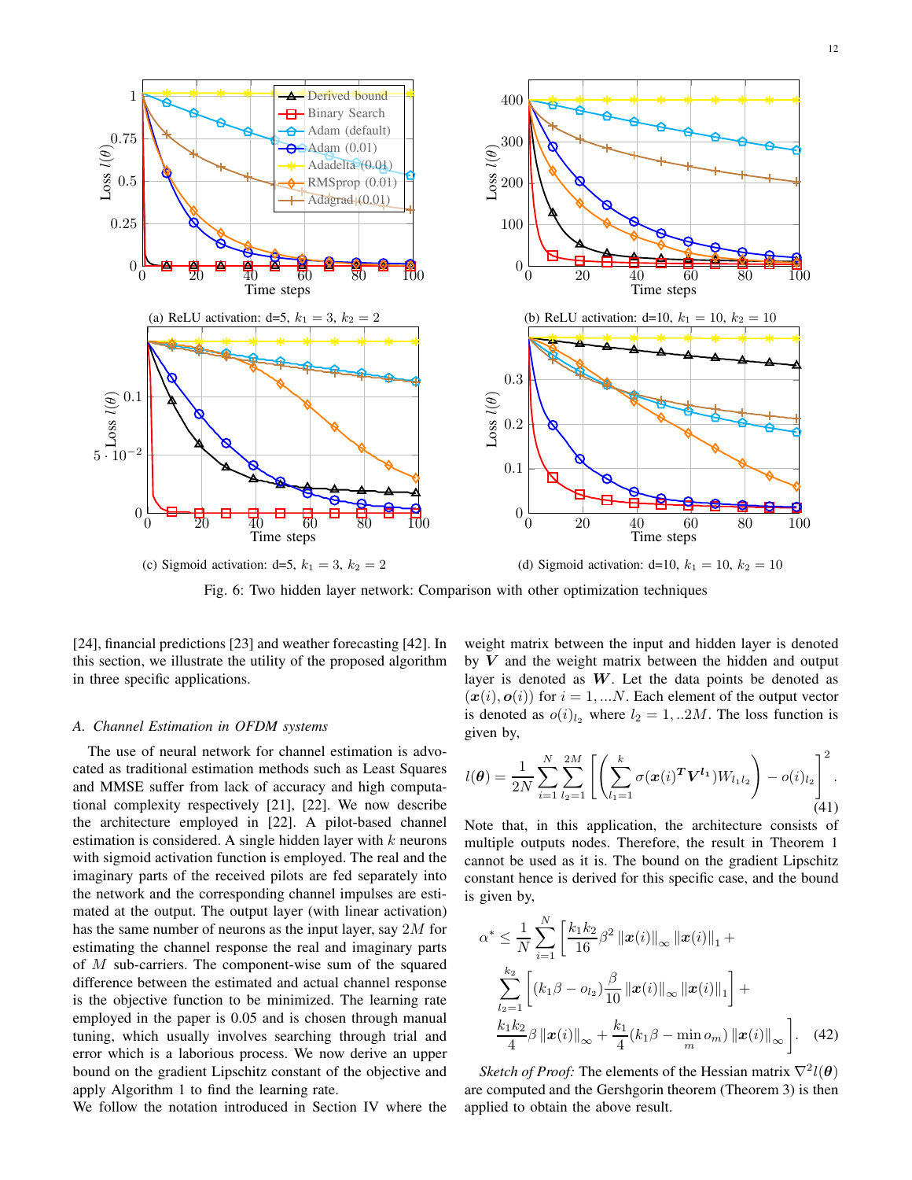(a) ReLU activation: d=5, $k_1 = 3$, $k_2 = 2$

(b) ReLU activation: d=10, $k_1 = 10$, $k_2 = 10$

(c) Sigmoid activation: d=5, $k_1 = 3$, $k_2 = 2$

(d) Sigmoid activation: d=10, $k_1 = 10$, $k_2 = 10$

Fig. 6: Two hidden layer network: Comparison with other optimization techniques

[24], financial predictions [23] and weather forecasting [42]. In this section, we illustrate the utility of the proposed algorithm in three specific applications.

### A. Channel Estimation in OFDM systems

The use of neural network for channel estimation is advocated as traditional estimation methods such as Least Squares and MMSE suffer from lack of accuracy and high computational complexity respectively [21], [22]. We now describe the architecture employed in [22]. A pilot-based channel estimation is considered. A single hidden layer with $k$ neurons with sigmoid activation function is employed. The real and the imaginary parts of the received pilots are fed separately into the network and the corresponding channel impulses are estimated at the output. The output layer (with linear activation) has the same number of neurons as the input layer, say $2M$ for estimating the channel response the real and imaginary parts of $M$ sub-carriers. The component-wise sum of the squared difference between the estimated and actual channel response is the objective function to be minimized. The learning rate employed in the paper is 0.05 and is chosen through manual tuning, which usually involves searching through trial and error which is a laborious process. We now derive an upper bound on the gradient Lipschitz constant of the objective and apply Algorithm 1 to find the learning rate.

We follow the notation introduced in Section IV where the weight matrix between the input and hidden layer is denoted by $\boldsymbol{V}$ and the weight matrix between the hidden and output layer is denoted as $\boldsymbol{W}$. Let the data points be denoted as $(\boldsymbol{x}(i), \boldsymbol{o}(i))$ for $i = 1, ...N$. Each element of the output vector is denoted as $o(i)_{l_2}$ where $l_2 = 1, ..2M$. The loss function is given by,

$$l(\boldsymbol{\theta}) = \frac{1}{2N} \sum_{i=1}^{N} \sum_{l_2=1}^{2M} \left[ \left( \sum_{l_1=1}^{k} \sigma(\boldsymbol{x}(i)^{\boldsymbol{T}} \boldsymbol{V}^{\boldsymbol{l_1}}) W_{l_1 l_2} \right) - o(i)_{l_2} \right]^2 . \tag{41}$$

Note that, in this application, the architecture consists of multiple outputs nodes. Therefore, the result in Theorem 1 cannot be used as it is. The bound on the gradient Lipschitz constant hence is derived for this specific case, and the bound is given by,

$$\begin{aligned}
\alpha^* \leq \frac{1}{N} \sum_{i=1}^{N} \Bigg[ & \frac{k_1 k_2}{16} \beta^2 \left\|\boldsymbol{x}(i)\right\|_\infty \left\|\boldsymbol{x}(i)\right\|_1 + \\
& \sum_{l_2=1}^{k_2} \left[ (k_1 \beta - o_{l_2}) \frac{\beta}{10} \left\|\boldsymbol{x}(i)\right\|_\infty \left\|\boldsymbol{x}(i)\right\|_1 \right] + \\
& \frac{k_1 k_2}{4} \beta \left\|\boldsymbol{x}(i)\right\|_\infty + \frac{k_1}{4} (k_1 \beta - \min_m o_m) \left\|\boldsymbol{x}(i)\right\|_\infty \Bigg]. 
\end{aligned} \tag{42}$$

*Sketch of Proof:* The elements of the Hessian matrix $\nabla^2 l(\boldsymbol{\theta})$ are computed and the Gershgorin theorem (Theorem 3) is then applied to obtain the above result.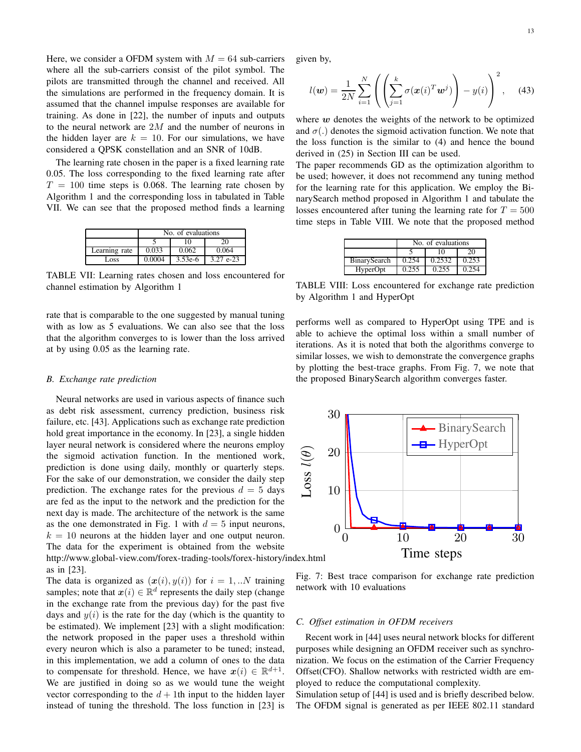Here, we consider a OFDM system with $M = 64$ sub-carriers where all the sub-carriers consist of the pilot symbol. The pilots are transmitted through the channel and received. All the simulations are performed in the frequency domain. It is assumed that the channel impulse responses are available for training. As done in [22], the number of inputs and outputs to the neural network are $2M$ and the number of neurons in the hidden layer are $k = 10$. For our simulations, we have considered a QPSK constellation and an SNR of 10dB.

The learning rate chosen in the paper is a fixed learning rate 0.05. The loss corresponding to the fixed learning rate after $T = 100$ time steps is 0.068. The learning rate chosen by Algorithm 1 and the corresponding loss in tabulated in Table VII. We can see that the proposed method finds a learning rate that is comparable to the one suggested by manual tuning with as low as 5 evaluations. We can also see that the loss that the algorithm converges to is lower than the loss arrived at by using 0.05 as the learning rate.

| | No. of evaluations | | |
|---|---|---|---|
| | 5 | 10 | 20 |
| Learning rate | 0.033 | 0.062 | 0.064 |
| Loss | 0.0004 | 3.53e-6 | 3.27 e-23 |

TABLE VII: Learning rates chosen and loss encountered for channel estimation by Algorithm 1

### B. Exchange rate prediction

Neural networks are used in various aspects of finance such as debt risk assessment, currency prediction, business risk failure, etc. [43]. Applications such as exchange rate prediction hold great importance in the economy. In [23], a single hidden layer neural network is considered where the neurons employ the sigmoid activation function. In the mentioned work, prediction is done using daily, monthly or quarterly steps. For the sake of our demonstration, we consider the daily step prediction. The exchange rates for the previous $d = 5$ days are fed as the input to the network and the prediction for the next day is made. The architecture of the network is the same as the one demonstrated in Fig. 1 with $d = 5$ input neurons, $k = 10$ neurons at the hidden layer and one output neuron. The data for the experiment is obtained from the website http://www.global-view.com/forex-trading-tools/forex-history/index.html as in [23].

The data is organized as $(\boldsymbol{x}(i), y(i))$ for $i = 1, ..N$ training samples; note that $\boldsymbol{x}(i) \in \mathbb{R}^d$ represents the daily step (change in the exchange rate from the previous day) for the past five days and $y(i)$ is the rate for the day (which is the quantity to be estimated). We implement [23] with a slight modification: the network proposed in the paper uses a threshold within every neuron which is also a parameter to be tuned; instead, in this implementation, we add a column of ones to the data to compensate for threshold. Hence, we have $\boldsymbol{x}(i) \in \mathbb{R}^{d+1}$. We are justified in doing so as we would tune the weight vector corresponding to the $d + 1$th input to the hidden layer instead of tuning the threshold. The loss function in [23] is given by,

$$l(\boldsymbol{w}) = \frac{1}{2N} \sum_{i=1}^{N} \left( \left( \sum_{j=1}^{k} \sigma(\boldsymbol{x}(i)^T \boldsymbol{w}^j) \right) - y(i) \right)^2, \quad (43)$$

where $\boldsymbol{w}$ denotes the weights of the network to be optimized and $\sigma(.)$ denotes the sigmoid activation function. We note that the loss function is the similar to (4) and hence the bound derived in (25) in Section III can be used.

The paper recommends GD as the optimization algorithm to be used; however, it does not recommend any tuning method for the learning rate for this application. We employ the BinarySearch method proposed in Algorithm 1 and tabulate the losses encountered after tuning the learning rate for $T = 500$ time steps in Table VIII. We note that the proposed method performs well as compared to HyperOpt using TPE and is able to achieve the optimal loss within a small number of iterations. As it is noted that both the algorithms converge to similar losses, we wish to demonstrate the convergence graphs by plotting the best-trace graphs. From Fig. 7, we note that the proposed BinarySearch algorithm converges faster.

| | No. of evaluations | | |
|---|---|---|---|
| | 5 | 10 | 20 |
| BinarySearch | 0.254 | 0.2532 | 0.253 |
| HyperOpt | 0.255 | 0.255 | 0.254 |

TABLE VIII: Loss encountered for exchange rate prediction by Algorithm 1 and HyperOpt

Fig. 7: Best trace comparison for exchange rate prediction network with 10 evaluations

### C. Offset estimation in OFDM receivers

Recent work in [44] uses neural network blocks for different purposes while designing an OFDM receiver such as synchronization. We focus on the estimation of the Carrier Frequency Offset(CFO). Shallow networks with restricted width are employed to reduce the computational complexity.

Simulation setup of [44] is used and is briefly described below. The OFDM signal is generated as per IEEE 802.11 standard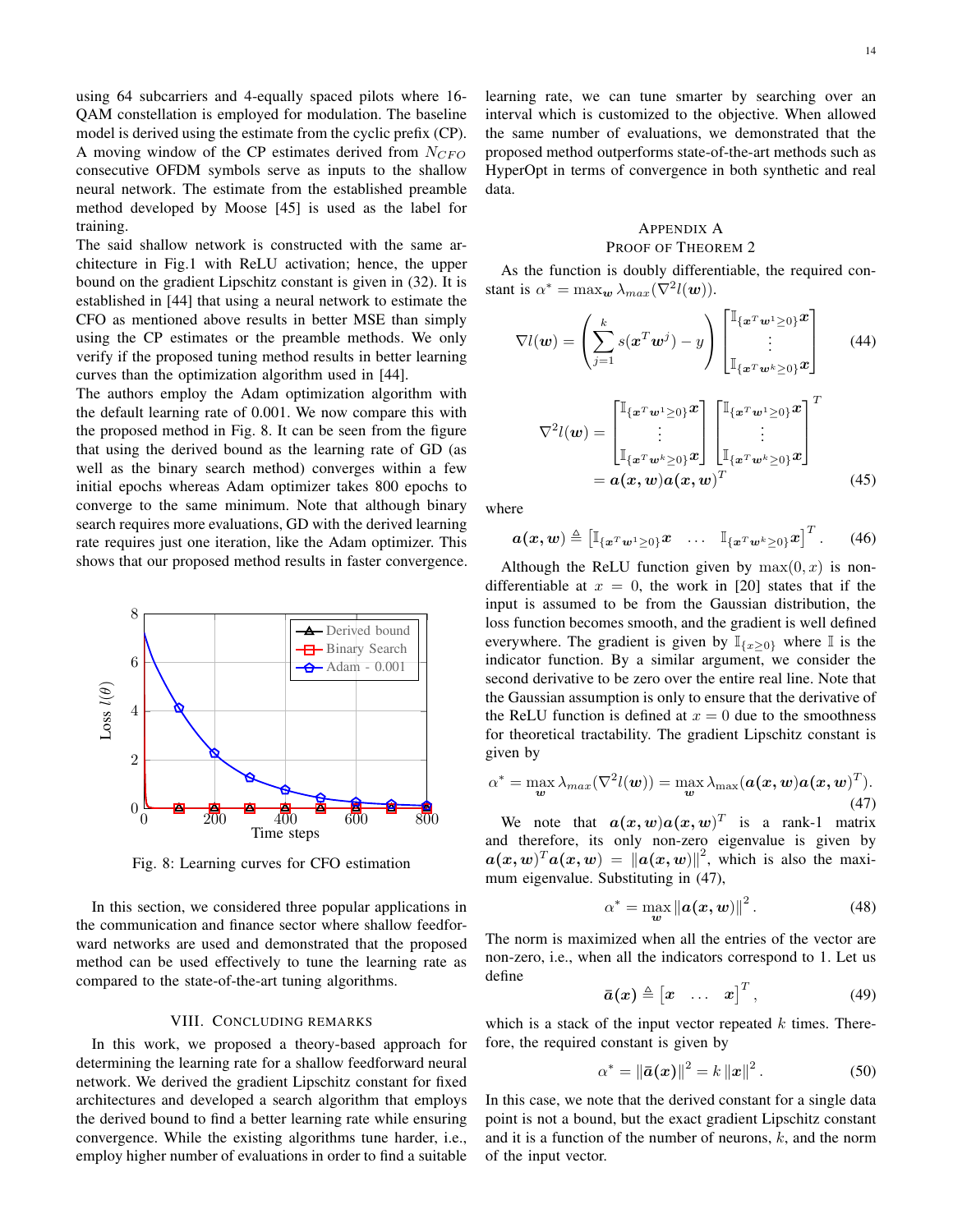using 64 subcarriers and 4-equally spaced pilots where 16-QAM constellation is employed for modulation. The baseline model is derived using the estimate from the cyclic prefix (CP). A moving window of the CP estimates derived from $N_{CFO}$ consecutive OFDM symbols serve as inputs to the shallow neural network. The estimate from the established preamble method developed by Moose [45] is used as the label for training.

The said shallow network is constructed with the same architecture in Fig.1 with ReLU activation; hence, the upper bound on the gradient Lipschitz constant is given in (32). It is established in [44] that using a neural network to estimate the CFO as mentioned above results in better MSE than simply using the CP estimates or the preamble methods. We only verify if the proposed tuning method results in better learning curves than the optimization algorithm used in [44].

The authors employ the Adam optimization algorithm with the default learning rate of 0.001. We now compare this with the proposed method in Fig. 8. It can be seen from the figure that using the derived bound as the learning rate of GD (as well as the binary search method) converges within a few initial epochs whereas Adam optimizer takes 800 epochs to converge to the same minimum. Note that although binary search requires more evaluations, GD with the derived learning rate requires just one iteration, like the Adam optimizer. This shows that our proposed method results in faster convergence.

Fig. 8: Learning curves for CFO estimation

In this section, we considered three popular applications in the communication and finance sector where shallow feedforward networks are used and demonstrated that the proposed method can be used effectively to tune the learning rate as compared to the state-of-the-art tuning algorithms.

## VIII. Concluding Remarks

In this work, we proposed a theory-based approach for determining the learning rate for a shallow feedforward neural network. We derived the gradient Lipschitz constant for fixed architectures and developed a search algorithm that employs the derived bound to find a better learning rate while ensuring convergence. While the existing algorithms tune harder, i.e., employ higher number of evaluations in order to find a suitable learning rate, we can tune smarter by searching over an interval which is customized to the objective. When allowed the same number of evaluations, we demonstrated that the proposed method outperforms state-of-the-art methods such as HyperOpt in terms of convergence in both synthetic and real data.

## Appendix A
## Proof of Theorem 2

As the function is doubly differentiable, the required constant is $\alpha^* = \max_{\boldsymbol{w}} \lambda_{max}(\nabla^2 l(\boldsymbol{w}))$.

$$\nabla l(\boldsymbol{w}) = \left( \sum_{j=1}^{k} s(\boldsymbol{x}^T \boldsymbol{w}^j) - y \right) \begin{bmatrix} \mathbb{I}_{\{\boldsymbol{x}^T \boldsymbol{w}^1 \geq 0\}} \boldsymbol{x} \\ \vdots \\ \mathbb{I}_{\{\boldsymbol{x}^T \boldsymbol{w}^k \geq 0\}} \boldsymbol{x} \end{bmatrix} \tag{44}$$

$$\begin{aligned} \nabla^2 l(\boldsymbol{w}) &= \begin{bmatrix} \mathbb{I}_{\{\boldsymbol{x}^T \boldsymbol{w}^1 \geq 0\}} \boldsymbol{x} \\ \vdots \\ \mathbb{I}_{\{\boldsymbol{x}^T \boldsymbol{w}^k \geq 0\}} \boldsymbol{x} \end{bmatrix} \begin{bmatrix} \mathbb{I}_{\{\boldsymbol{x}^T \boldsymbol{w}^1 \geq 0\}} \boldsymbol{x} \\ \vdots \\ \mathbb{I}_{\{\boldsymbol{x}^T \boldsymbol{w}^k \geq 0\}} \boldsymbol{x} \end{bmatrix}^T \\ &= \boldsymbol{a}(\boldsymbol{x}, \boldsymbol{w}) \boldsymbol{a}(\boldsymbol{x}, \boldsymbol{w})^T \end{aligned} \tag{45}$$

where

$$\boldsymbol{a}(\boldsymbol{x}, \boldsymbol{w}) \triangleq \begin{bmatrix} \mathbb{I}_{\{\boldsymbol{x}^T \boldsymbol{w}^1 \geq 0\}} \boldsymbol{x} & \dots & \mathbb{I}_{\{\boldsymbol{x}^T \boldsymbol{w}^k \geq 0\}} \boldsymbol{x} \end{bmatrix}^T. \tag{46}$$

Although the ReLU function given by $\max(0, x)$ is non-differentiable at $x = 0$, the work in [20] states that if the input is assumed to be from the Gaussian distribution, the loss function becomes smooth, and the gradient is well defined everywhere. The gradient is given by $\mathbb{I}_{\{x \geq 0\}}$ where $\mathbb{I}$ is the indicator function. By a similar argument, we consider the second derivative to be zero over the entire real line. Note that the Gaussian assumption is only to ensure that the derivative of the ReLU function is defined at $x = 0$ due to the smoothness for theoretical tractability. The gradient Lipschitz constant is given by

$$\alpha^* = \max_{\boldsymbol{w}} \lambda_{max}(\nabla^2 l(\boldsymbol{w})) = \max_{\boldsymbol{w}} \lambda_{\max}(\boldsymbol{a}(\boldsymbol{x}, \boldsymbol{w}) \boldsymbol{a}(\boldsymbol{x}, \boldsymbol{w})^T). \tag{47}$$

We note that $\boldsymbol{a}(\boldsymbol{x}, \boldsymbol{w}) \boldsymbol{a}(\boldsymbol{x}, \boldsymbol{w})^T$ is a rank-1 matrix and therefore, its only non-zero eigenvalue is given by $\boldsymbol{a}(\boldsymbol{x}, \boldsymbol{w})^T \boldsymbol{a}(\boldsymbol{x}, \boldsymbol{w}) = \|\boldsymbol{a}(\boldsymbol{x}, \boldsymbol{w})\|^2$, which is also the maximum eigenvalue. Substituting in (47),

$$\alpha^* = \max_{\boldsymbol{w}} \|\boldsymbol{a}(\boldsymbol{x}, \boldsymbol{w})\|^2. \tag{48}$$

The norm is maximized when all the entries of the vector are non-zero, i.e., when all the indicators correspond to 1. Let us define

$$\bar{\boldsymbol{a}}(\boldsymbol{x}) \triangleq \begin{bmatrix} \boldsymbol{x} & \dots & \boldsymbol{x} \end{bmatrix}^T, \tag{49}$$

which is a stack of the input vector repeated $k$ times. Therefore, the required constant is given by

$$\alpha^* = \|\bar{\boldsymbol{a}}(\boldsymbol{x})\|^2 = k \|\boldsymbol{x}\|^2. \tag{50}$$

In this case, we note that the derived constant for a single data point is not a bound, but the exact gradient Lipschitz constant and it is a function of the number of neurons, $k$, and the norm of the input vector.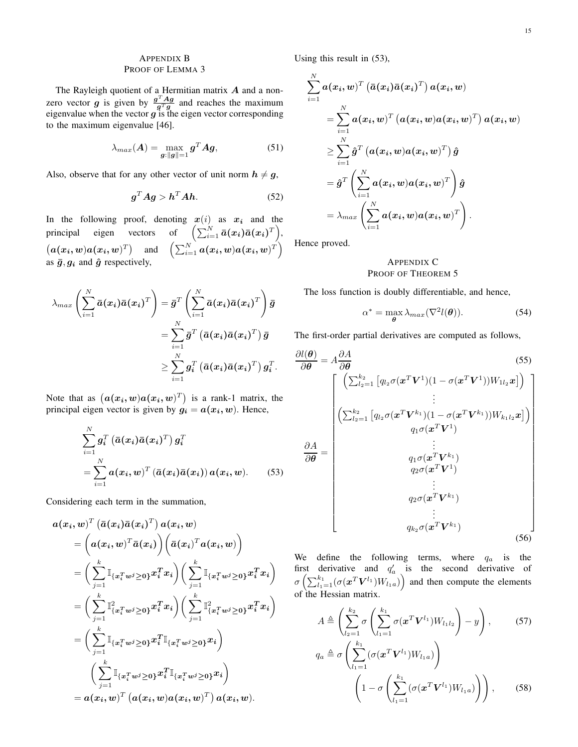## Appendix B
## Proof of Lemma 3

The Rayleigh quotient of a Hermitian matrix $\boldsymbol{A}$ and a non-zero vector $\boldsymbol{g}$ is given by $\frac{\boldsymbol{g}^T \boldsymbol{A} \boldsymbol{g}}{\boldsymbol{g}^T \boldsymbol{g}}$ and reaches the maximum eigenvalue when the vector $\boldsymbol{g}$ is the eigen vector corresponding to the maximum eigenvalue [46].

$$\lambda_{max}(\boldsymbol{A}) = \max_{\boldsymbol{g}:\|\boldsymbol{g}\|=1} \boldsymbol{g}^T \boldsymbol{A} \boldsymbol{g}, \tag{51}$$

Also, observe that for any other vector of unit norm $\boldsymbol{h} \neq \boldsymbol{g}$,

$$\boldsymbol{g}^T \boldsymbol{A} \boldsymbol{g} > \boldsymbol{h}^T \boldsymbol{A} \boldsymbol{h}. \tag{52}$$

In the following proof, denoting $\boldsymbol{x}(i)$ as $\boldsymbol{x_i}$ and the principal eigen vectors of $\left(\sum_{i=1}^N \bar{\boldsymbol{a}}(\boldsymbol{x_i})\bar{\boldsymbol{a}}(\boldsymbol{x_i})^T\right)$, $\left(\boldsymbol{a}(\boldsymbol{x_i},\boldsymbol{w})\boldsymbol{a}(\boldsymbol{x_i},\boldsymbol{w})^T\right)$ and $\left(\sum_{i=1}^N \boldsymbol{a}(\boldsymbol{x_i},\boldsymbol{w})\boldsymbol{a}(\boldsymbol{x_i},\boldsymbol{w})^T\right)$ as $\bar{\boldsymbol{g}}, \boldsymbol{g_i}$ and $\hat{\boldsymbol{g}}$ respectively,

$$\begin{aligned}
\lambda_{max}\left(\sum_{i=1}^N \bar{\boldsymbol{a}}(\boldsymbol{x_i})\bar{\boldsymbol{a}}(\boldsymbol{x_i})^T\right) &= \bar{\boldsymbol{g}}^T\left(\sum_{i=1}^N \bar{\boldsymbol{a}}(\boldsymbol{x_i})\bar{\boldsymbol{a}}(\boldsymbol{x_i})^T\right)\bar{\boldsymbol{g}} \\
&= \sum_{i=1}^N \bar{\boldsymbol{g}}^T\left(\bar{\boldsymbol{a}}(\boldsymbol{x_i})\bar{\boldsymbol{a}}(\boldsymbol{x_i})^T\right)\bar{\boldsymbol{g}} \\
&\geq \sum_{i=1}^N \boldsymbol{g_i}^T\left(\bar{\boldsymbol{a}}(\boldsymbol{x_i})\bar{\boldsymbol{a}}(\boldsymbol{x_i})^T\right)\boldsymbol{g_i}^T.
\end{aligned}$$

Note that as $\left(\boldsymbol{a}(\boldsymbol{x_i},\boldsymbol{w})\boldsymbol{a}(\boldsymbol{x_i},\boldsymbol{w})^T\right)$ is a rank-1 matrix, the principal eigen vector is given by $\boldsymbol{g_i} = \boldsymbol{a}(\boldsymbol{x_i},\boldsymbol{w})$. Hence,

$$\begin{aligned}
&\sum_{i=1}^N \boldsymbol{g_i}^T\left(\bar{\boldsymbol{a}}(\boldsymbol{x_i})\bar{\boldsymbol{a}}(\boldsymbol{x_i})^T\right)\boldsymbol{g_i}^T \\
&= \sum_{i=1}^N \boldsymbol{a}(\boldsymbol{x_i},\boldsymbol{w})^T\left(\bar{\boldsymbol{a}}(\boldsymbol{x_i})\bar{\boldsymbol{a}}(\boldsymbol{x_i})\right)\boldsymbol{a}(\boldsymbol{x_i},\boldsymbol{w}).
\end{aligned} \tag{53}$$

Considering each term in the summation,

$$\begin{aligned}
&\boldsymbol{a}(\boldsymbol{x_i},\boldsymbol{w})^T\left(\bar{\boldsymbol{a}}(\boldsymbol{x_i})\bar{\boldsymbol{a}}(\boldsymbol{x_i})^T\right)\boldsymbol{a}(\boldsymbol{x_i},\boldsymbol{w}) \\
&= \left(\boldsymbol{a}(\boldsymbol{x_i},\boldsymbol{w})^T\bar{\boldsymbol{a}}(\boldsymbol{x_i})\right)\left(\bar{\boldsymbol{a}}(\boldsymbol{x_i})^T\boldsymbol{a}(\boldsymbol{x_i},\boldsymbol{w})\right) \\
&= \left(\sum_{j=1}^k \mathbb{I}_{\{\boldsymbol{x_i^T w^j} \geq 0\}}\boldsymbol{x_i^T x_i}\right)\left(\sum_{j=1}^k \mathbb{I}_{\{\boldsymbol{x_i^T w^j} \geq 0\}}\boldsymbol{x_i^T x_i}\right) \\
&= \left(\sum_{j=1}^k \mathbb{I}^2_{\{\boldsymbol{x_i^T w^j} \geq 0\}}\boldsymbol{x_i^T x_i}\right)\left(\sum_{j=1}^k \mathbb{I}^2_{\{\boldsymbol{x_i^T w^j} \geq 0\}}\boldsymbol{x_i^T x_i}\right) \\
&= \left(\sum_{j=1}^k \mathbb{I}_{\{\boldsymbol{x_i^T w^j} \geq 0\}}\boldsymbol{x_i^T}\mathbb{I}_{\{\boldsymbol{x_i^T w^j} \geq 0\}}\boldsymbol{x_i}\right) \\
&\quad \left(\sum_{j=1}^k \mathbb{I}_{\{\boldsymbol{x_i^T w^j} \geq 0\}}\boldsymbol{x_i^T}\mathbb{I}_{\{\boldsymbol{x_i^T w^j} \geq 0\}}\boldsymbol{x_i}\right) \\
&= \boldsymbol{a}(\boldsymbol{x_i},\boldsymbol{w})^T\left(\boldsymbol{a}(\boldsymbol{x_i},\boldsymbol{w})\boldsymbol{a}(\boldsymbol{x_i},\boldsymbol{w})^T\right)\boldsymbol{a}(\boldsymbol{x_i},\boldsymbol{w}).
\end{aligned}$$

Using this result in (53),

$$\begin{aligned}
&\sum_{i=1}^N \boldsymbol{a}(\boldsymbol{x_i},\boldsymbol{w})^T\left(\bar{\boldsymbol{a}}(\boldsymbol{x_i})\bar{\boldsymbol{a}}(\boldsymbol{x_i})^T\right)\boldsymbol{a}(\boldsymbol{x_i},\boldsymbol{w}) \\
&= \sum_{i=1}^N \boldsymbol{a}(\boldsymbol{x_i},\boldsymbol{w})^T\left(\boldsymbol{a}(\boldsymbol{x_i},\boldsymbol{w})\boldsymbol{a}(\boldsymbol{x_i},\boldsymbol{w})^T\right)\boldsymbol{a}(\boldsymbol{x_i},\boldsymbol{w}) \\
&\geq \sum_{i=1}^N \hat{\boldsymbol{g}}^T\left(\boldsymbol{a}(\boldsymbol{x_i},\boldsymbol{w})\boldsymbol{a}(\boldsymbol{x_i},\boldsymbol{w})^T\right)\hat{\boldsymbol{g}} \\
&= \hat{\boldsymbol{g}}^T\left(\sum_{i=1}^N \boldsymbol{a}(\boldsymbol{x_i},\boldsymbol{w})\boldsymbol{a}(\boldsymbol{x_i},\boldsymbol{w})^T\right)\hat{\boldsymbol{g}} \\
&= \lambda_{max}\left(\sum_{i=1}^N \boldsymbol{a}(\boldsymbol{x_i},\boldsymbol{w})\boldsymbol{a}(\boldsymbol{x_i},\boldsymbol{w})^T\right).
\end{aligned}$$

Hence proved.

## Appendix C
## Proof of Theorem 5

The loss function is doubly differentiable, and hence,

$$\alpha^* = \max_{\boldsymbol{\theta}} \lambda_{max}(\nabla^2 l(\boldsymbol{\theta})). \tag{54}$$

The first-order partial derivatives are computed as follows,

$$\frac{\partial l(\boldsymbol{\theta})}{\partial \boldsymbol{\theta}} = A\frac{\partial A}{\partial \boldsymbol{\theta}} \tag{55}$$

$$\frac{\partial A}{\partial \boldsymbol{\theta}} = \begin{bmatrix}
\left(\sum_{l_2=1}^{k_2}\left[q_{l_2}\sigma(\boldsymbol{x}^T\boldsymbol{V}^1)(1-\sigma(\boldsymbol{x}^T\boldsymbol{V}^1))W_{1l_2}\boldsymbol{x}\right]\right) \\
\vdots \\
\left(\sum_{l_2=1}^{k_2}\left[q_{l_2}\sigma(\boldsymbol{x}^T\boldsymbol{V}^{k_1})(1-\sigma(\boldsymbol{x}^T\boldsymbol{V}^{k_1}))W_{k_1 l_2}\boldsymbol{x}\right]\right) \\
q_1\sigma(\boldsymbol{x}^T\boldsymbol{V}^1) \\
\vdots \\
q_1\sigma(\boldsymbol{x}^T\boldsymbol{V}^{k_1}) \\
q_2\sigma(\boldsymbol{x}^T\boldsymbol{V}^1) \\
\vdots \\
q_2\sigma(\boldsymbol{x}^T\boldsymbol{V}^{k_1}) \\
\vdots \\
q_{k_2}\sigma(\boldsymbol{x}^T\boldsymbol{V}^{k_1})
\end{bmatrix} \tag{56}$$

We define the following terms, where $q_a$ is the first derivative and $q'_a$ is the second derivative of $\sigma\left(\sum_{l_1=1}^{k_1}(\sigma(\boldsymbol{x}^T\boldsymbol{V}^{l_1})W_{l_1 a})\right)$ and then compute the elements of the Hessian matrix.

$$A \triangleq \left(\sum_{l_2=1}^{k_2}\sigma\left(\sum_{l_1=1}^{k_1}\sigma(\boldsymbol{x}^T\boldsymbol{V}^{l_1})W_{l_1 l_2}\right) - y\right), \tag{57}$$

$$\begin{aligned}
q_a \triangleq\ &\sigma\left(\sum_{l_1=1}^{k_1}(\sigma(\boldsymbol{x}^T\boldsymbol{V}^{l_1})W_{l_1 a})\right) \\
&\left(1-\sigma\left(\sum_{l_1=1}^{k_1}(\sigma(\boldsymbol{x}^T\boldsymbol{V}^{l_1})W_{l_1 a})\right)\right),
\end{aligned} \tag{58}$$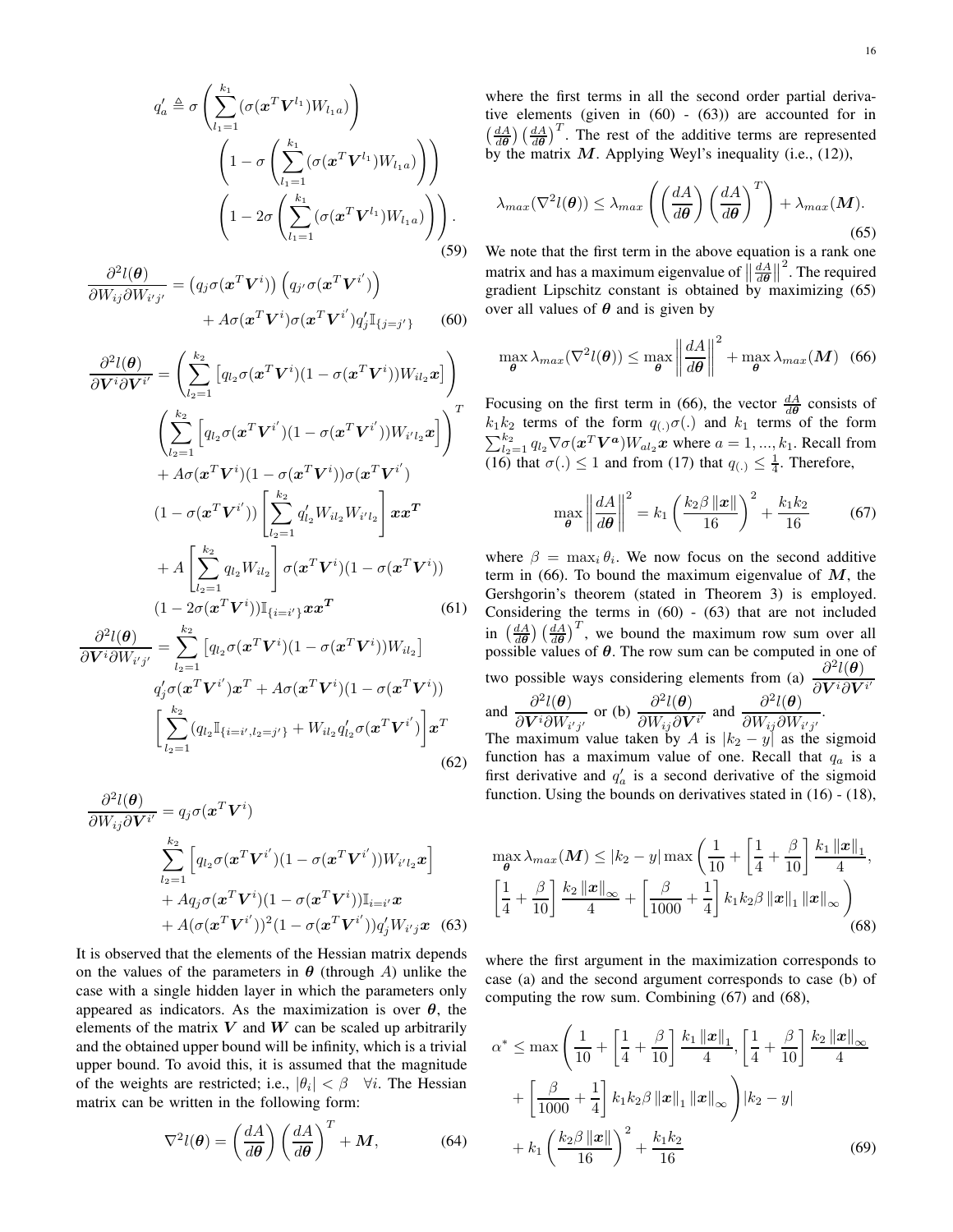$$q_a' \triangleq \sigma\left(\sum_{l_1=1}^{k_1}(\sigma(\boldsymbol{x}^T\boldsymbol{V}^{l_1})W_{l_1a})\right)\left(1-\sigma\left(\sum_{l_1=1}^{k_1}(\sigma(\boldsymbol{x}^T\boldsymbol{V}^{l_1})W_{l_1a})\right)\right)\left(1-2\sigma\left(\sum_{l_1=1}^{k_1}(\sigma(\boldsymbol{x}^T\boldsymbol{V}^{l_1})W_{l_1a})\right)\right). \tag{59}$$

$$\frac{\partial^2 l(\boldsymbol{\theta})}{\partial W_{ij}\partial W_{i'j'}} = \left(q_j\sigma(\boldsymbol{x}^T\boldsymbol{V}^i)\right)\left(q_{j'}\sigma(\boldsymbol{x}^T\boldsymbol{V}^{i'})\right) + A\sigma(\boldsymbol{x}^T\boldsymbol{V}^i)\sigma(\boldsymbol{x}^T\boldsymbol{V}^{i'})q_j'\mathbb{I}_{\{j=j'\}} \tag{60}$$

$$\begin{aligned}\frac{\partial^2 l(\boldsymbol{\theta})}{\partial \boldsymbol{V}^i\partial \boldsymbol{V}^{i'}} =& \left(\sum_{l_2=1}^{k_2}\left[q_{l_2}\sigma(\boldsymbol{x}^T\boldsymbol{V}^i)(1-\sigma(\boldsymbol{x}^T\boldsymbol{V}^i))W_{il_2}\boldsymbol{x}\right]\right)\left(\sum_{l_2=1}^{k_2}\left[q_{l_2}\sigma(\boldsymbol{x}^T\boldsymbol{V}^{i'})(1-\sigma(\boldsymbol{x}^T\boldsymbol{V}^{i'}))W_{i'l_2}\boldsymbol{x}\right]\right)^T \\ &+ A\sigma(\boldsymbol{x}^T\boldsymbol{V}^i)(1-\sigma(\boldsymbol{x}^T\boldsymbol{V}^i))\sigma(\boldsymbol{x}^T\boldsymbol{V}^{i'})(1-\sigma(\boldsymbol{x}^T\boldsymbol{V}^{i'}))\left[\sum_{l_2=1}^{k_2}q_{l_2}'W_{il_2}W_{i'l_2}\right]\boldsymbol{x}\boldsymbol{x}^{\boldsymbol{T}} \\ &+ A\left[\sum_{l_2=1}^{k_2}q_{l_2}W_{il_2}\right]\sigma(\boldsymbol{x}^T\boldsymbol{V}^i)(1-\sigma(\boldsymbol{x}^T\boldsymbol{V}^i))(1-2\sigma(\boldsymbol{x}^T\boldsymbol{V}^i))\mathbb{I}_{\{i=i'\}}\boldsymbol{x}\boldsymbol{x}^{\boldsymbol{T}}\end{aligned} \tag{61}$$

$$\begin{aligned}\frac{\partial^2 l(\boldsymbol{\theta})}{\partial \boldsymbol{V}^i\partial W_{i'j'}} =& \sum_{l_2=1}^{k_2}\left[q_{l_2}\sigma(\boldsymbol{x}^T\boldsymbol{V}^i)(1-\sigma(\boldsymbol{x}^T\boldsymbol{V}^i))W_{il_2}\right]q_j'\sigma(\boldsymbol{x}^T\boldsymbol{V}^{i'})\boldsymbol{x}^T + A\sigma(\boldsymbol{x}^T\boldsymbol{V}^i)(1-\sigma(\boldsymbol{x}^T\boldsymbol{V}^i)) \\ &\left[\sum_{l_2=1}^{k_2}(q_{l_2}\mathbb{I}_{\{i=i',l_2=j'\}} + W_{il_2}q_{l_2}'\sigma(\boldsymbol{x}^T\boldsymbol{V}^{i'})\right]\boldsymbol{x}^T\end{aligned} \tag{62}$$

$$\begin{aligned}\frac{\partial^2 l(\boldsymbol{\theta})}{\partial W_{ij}\partial \boldsymbol{V}^{i'}} =& q_j\sigma(\boldsymbol{x}^T\boldsymbol{V}^i)\sum_{l_2=1}^{k_2}\left[q_{l_2}\sigma(\boldsymbol{x}^T\boldsymbol{V}^{i'})(1-\sigma(\boldsymbol{x}^T\boldsymbol{V}^{i'}))W_{i'l_2}\boldsymbol{x}\right] \\ &+ Aq_j\sigma(\boldsymbol{x}^T\boldsymbol{V}^i)(1-\sigma(\boldsymbol{x}^T\boldsymbol{V}^i))\mathbb{I}_{i=i'}\boldsymbol{x} \\ &+ A(\sigma(\boldsymbol{x}^T\boldsymbol{V}^{i'}))^2(1-\sigma(\boldsymbol{x}^T\boldsymbol{V}^{i'}))q_j'W_{i'j}\boldsymbol{x}\end{aligned} \tag{63}$$

It is observed that the elements of the Hessian matrix depends on the values of the parameters in $\boldsymbol{\theta}$ (through $A$) unlike the case with a single hidden layer in which the parameters only appeared as indicators. As the maximization is over $\boldsymbol{\theta}$, the elements of the matrix $\boldsymbol{V}$ and $\boldsymbol{W}$ can be scaled up arbitrarily and the obtained upper bound will be infinity, which is a trivial upper bound. To avoid this, it is assumed that the magnitude of the weights are restricted; i.e., $|\theta_i| < \beta \quad \forall i$. The Hessian matrix can be written in the following form:

$$\nabla^2 l(\boldsymbol{\theta}) = \left(\frac{dA}{d\boldsymbol{\theta}}\right)\left(\frac{dA}{d\boldsymbol{\theta}}\right)^T + \boldsymbol{M}, \tag{64}$$

where the first terms in all the second order partial derivative elements (given in (60) - (63)) are accounted for in $\left(\frac{dA}{d\boldsymbol{\theta}}\right)\left(\frac{dA}{d\boldsymbol{\theta}}\right)^T$. The rest of the additive terms are represented by the matrix $\boldsymbol{M}$. Applying Weyl's inequality (i.e., (12)),

$$\lambda_{max}(\nabla^2 l(\boldsymbol{\theta})) \leq \lambda_{max}\left(\left(\frac{dA}{d\boldsymbol{\theta}}\right)\left(\frac{dA}{d\boldsymbol{\theta}}\right)^T\right) + \lambda_{max}(\boldsymbol{M}). \tag{65}$$

We note that the first term in the above equation is a rank one matrix and has a maximum eigenvalue of $\left\|\frac{dA}{d\boldsymbol{\theta}}\right\|^2$. The required gradient Lipschitz constant is obtained by maximizing (65) over all values of $\boldsymbol{\theta}$ and is given by

$$\max_{\boldsymbol{\theta}}\lambda_{max}(\nabla^2 l(\boldsymbol{\theta})) \leq \max_{\boldsymbol{\theta}}\left\|\frac{dA}{d\boldsymbol{\theta}}\right\|^2 + \max_{\boldsymbol{\theta}}\lambda_{max}(\boldsymbol{M}) \tag{66}$$

Focusing on the first term in (66), the vector $\frac{dA}{d\boldsymbol{\theta}}$ consists of $k_1k_2$ terms of the form $q_{(.)}\sigma(.)$ and $k_1$ terms of the form $\sum_{l_2=1}^{k_2} q_{l_2}\nabla\sigma(\boldsymbol{x}^T\boldsymbol{V}^{\boldsymbol{a}})W_{al_2}\boldsymbol{x}$ where $a = 1, ..., k_1$. Recall from (16) that $\sigma(.) \leq 1$ and from (17) that $q_{(.)} \leq \frac{1}{4}$. Therefore,

$$\max_{\boldsymbol{\theta}}\left\|\frac{dA}{d\boldsymbol{\theta}}\right\|^2 = k_1\left(\frac{k_2\beta\left\|\boldsymbol{x}\right\|}{16}\right)^2 + \frac{k_1k_2}{16} \tag{67}$$

where $\beta = \max_i \theta_i$. We now focus on the second additive term in (66). To bound the maximum eigenvalue of $\boldsymbol{M}$, the Gershgorin's theorem (stated in Theorem 3) is employed. Considering the terms in (60) - (63) that are not included in $\left(\frac{dA}{d\boldsymbol{\theta}}\right)\left(\frac{dA}{d\boldsymbol{\theta}}\right)^T$, we bound the maximum row sum over all possible values of $\boldsymbol{\theta}$. The row sum can be computed in one of two possible ways considering elements from (a) $\frac{\partial^2 l(\boldsymbol{\theta})}{\partial \boldsymbol{V}^i\partial \boldsymbol{V}^{i'}}$ and $\frac{\partial^2 l(\boldsymbol{\theta})}{\partial \boldsymbol{V}^i\partial W_{i'j'}}$ or (b) $\frac{\partial^2 l(\boldsymbol{\theta})}{\partial W_{ij}\partial \boldsymbol{V}^{i'}}$ and $\frac{\partial^2 l(\boldsymbol{\theta})}{\partial W_{ij}\partial W_{i'j'}}$. The maximum value taken by $A$ is $|k_2 - y|$ as the sigmoid function has a maximum value of one. Recall that $q_a$ is a first derivative and $q_a'$ is a second derivative of the sigmoid function. Using the bounds on derivatives stated in (16) - (18),

$$\max_{\boldsymbol{\theta}}\lambda_{max}(\boldsymbol{M}) \leq |k_2 - y|\max\left(\frac{1}{10} + \left[\frac{1}{4} + \frac{\beta}{10}\right]\frac{k_1\left\|\boldsymbol{x}\right\|_1}{4}, \left[\frac{1}{4} + \frac{\beta}{10}\right]\frac{k_2\left\|\boldsymbol{x}\right\|_\infty}{4} + \left[\frac{\beta}{1000} + \frac{1}{4}\right]k_1k_2\beta\left\|\boldsymbol{x}\right\|_1\left\|\boldsymbol{x}\right\|_\infty\right) \tag{68}$$

where the first argument in the maximization corresponds to case (a) and the second argument corresponds to case (b) of computing the row sum. Combining (67) and (68),

$$\begin{aligned}\alpha^* \leq& \max\left(\frac{1}{10} + \left[\frac{1}{4} + \frac{\beta}{10}\right]\frac{k_1\left\|\boldsymbol{x}\right\|_1}{4}, \left[\frac{1}{4} + \frac{\beta}{10}\right]\frac{k_2\left\|\boldsymbol{x}\right\|_\infty}{4} + \left[\frac{\beta}{1000} + \frac{1}{4}\right]k_1k_2\beta\left\|\boldsymbol{x}\right\|_1\left\|\boldsymbol{x}\right\|_\infty\right)|k_2 - y| \\ &+ k_1\left(\frac{k_2\beta\left\|\boldsymbol{x}\right\|}{16}\right)^2 + \frac{k_1k_2}{16}\end{aligned} \tag{69}$$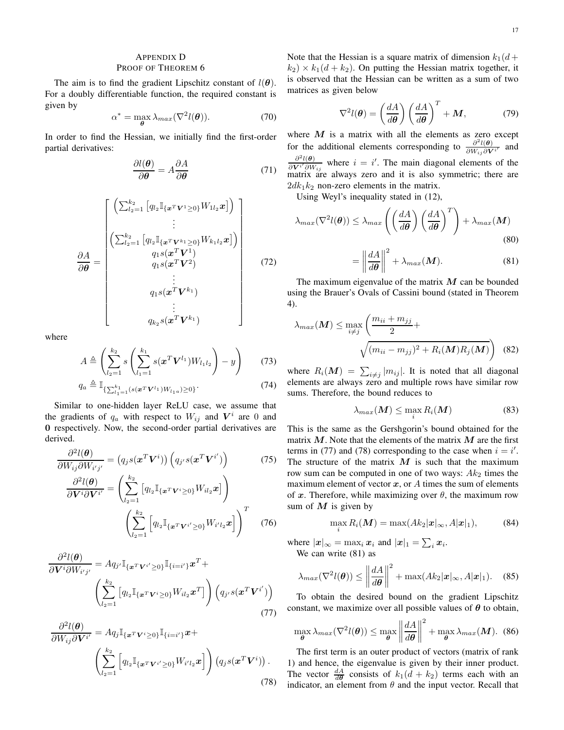## APPENDIX D
## PROOF OF THEOREM 6

The aim is to find the gradient Lipschitz constant of $l(\boldsymbol{\theta})$. For a doubly differentiable function, the required constant is given by

$$\alpha^* = \max_{\boldsymbol{\theta}} \lambda_{max}(\nabla^2 l(\boldsymbol{\theta})). \tag{70}$$

In order to find the Hessian, we initially find the first-order partial derivatives:

$$\frac{\partial l(\boldsymbol{\theta})}{\partial \boldsymbol{\theta}} = A \frac{\partial A}{\partial \boldsymbol{\theta}} \tag{71}$$

$$\frac{\partial A}{\partial \boldsymbol{\theta}} = \begin{bmatrix} \left(\sum_{l_2=1}^{k_2} \left[q_{l_2} \mathbb{I}_{\{\boldsymbol{x}^T \boldsymbol{V}^1 \geq 0\}} W_{1 l_2} \boldsymbol{x}\right]\right) \\ \vdots \\ \left(\sum_{l_2=1}^{k_2} \left[q_{l_2} \mathbb{I}_{\{\boldsymbol{x}^T \boldsymbol{V}^{k_1} \geq 0\}} W_{k_1 l_2} \boldsymbol{x}\right]\right) \\ q_1 s(\boldsymbol{x}^T \boldsymbol{V}^1) \\ q_1 s(\boldsymbol{x}^T \boldsymbol{V}^2) \\ \vdots \\ q_1 s(\boldsymbol{x}^T \boldsymbol{V}^{k_1}) \\ \vdots \\ q_{k_2} s(\boldsymbol{x}^T \boldsymbol{V}^{k_1}) \end{bmatrix} \tag{72}$$

where

$$A \triangleq \left( \sum_{l_2=1}^{k_2} s\left( \sum_{l_1=1}^{k_1} s(\boldsymbol{x}^T \boldsymbol{V}^{l_1}) W_{l_1 l_2} \right) - y \right) \tag{73}$$

$$q_a \triangleq \mathbb{I}_{\{\sum_{l_1=1}^{k_1} (s(\boldsymbol{x}^T \boldsymbol{V}^{l_1}) W_{l_1 a}) \geq 0\}}. \tag{74}$$

Similar to one-hidden layer ReLU case, we assume that the gradients of $q_a$ with respect to $W_{ij}$ and $\boldsymbol{V}^i$ are 0 and $\boldsymbol{0}$ respectively. Now, the second-order partial derivatives are derived.

$$\frac{\partial^2 l(\boldsymbol{\theta})}{\partial W_{ij} \partial W_{i'j'}} = \left(q_j s(\boldsymbol{x}^T \boldsymbol{V}^i)\right) \left(q_{j'} s(\boldsymbol{x}^T \boldsymbol{V}^{i'})\right) \tag{75}$$

$$\frac{\partial^2 l(\boldsymbol{\theta})}{\partial \boldsymbol{V}^i \partial \boldsymbol{V}^{i'}} = \left( \sum_{l_2=1}^{k_2} \left[ q_{l_2} \mathbb{I}_{\{\boldsymbol{x}^T \boldsymbol{V}^i \geq 0\}} W_{i l_2} \boldsymbol{x} \right] \right) \left( \sum_{l_2=1}^{k_2} \left[ q_{l_2} \mathbb{I}_{\{\boldsymbol{x}^T \boldsymbol{V}^{i'} \geq 0\}} W_{i' l_2} \boldsymbol{x} \right] \right)^T \tag{76}$$

$$\frac{\partial^2 l(\boldsymbol{\theta})}{\partial \boldsymbol{V}^i \partial W_{i'j'}} = A q_{j'} \mathbb{I}_{\{\boldsymbol{x}^T \boldsymbol{V}^{i'} \geq 0\}} \mathbb{I}_{\{i=i'\}} \boldsymbol{x}^T + \left( \sum_{l_2=1}^{k_2} \left[ q_{l_2} \mathbb{I}_{\{\boldsymbol{x}^T \boldsymbol{V}^i \geq 0\}} W_{i l_2} \boldsymbol{x}^T \right] \right) \left( q_{j'} s(\boldsymbol{x}^T \boldsymbol{V}^{i'}) \right) \tag{77}$$

$$\frac{\partial^2 l(\boldsymbol{\theta})}{\partial W_{ij} \partial \boldsymbol{V}^{i'}} = A q_j \mathbb{I}_{\{\boldsymbol{x}^T \boldsymbol{V}^i \geq 0\}} \mathbb{I}_{\{i=i'\}} \boldsymbol{x} + \left( \sum_{l_2=1}^{k_2} \left[ q_{l_2} \mathbb{I}_{\{\boldsymbol{x}^T \boldsymbol{V}^{i'} \geq 0\}} W_{i' l_2} \boldsymbol{x} \right] \right) \left( q_j s(\boldsymbol{x}^T \boldsymbol{V}^i) \right). \tag{78}$$

Note that the Hessian is a square matrix of dimension $k_1(d + k_2) \times k_1(d + k_2)$. On putting the Hessian matrix together, it is observed that the Hessian can be written as a sum of two matrices as given below

$$\nabla^2 l(\boldsymbol{\theta}) = \left(\frac{dA}{d\boldsymbol{\theta}}\right) \left(\frac{dA}{d\boldsymbol{\theta}}\right)^T + \boldsymbol{M}, \tag{79}$$

where $\boldsymbol{M}$ is a matrix with all the elements as zero except for the additional elements corresponding to $\frac{\partial^2 l(\boldsymbol{\theta})}{\partial W_{ij} \partial \boldsymbol{V}^{i'}}$ and $\frac{\partial^2 l(\boldsymbol{\theta})}{\partial \boldsymbol{V}^{i'} \partial W_{ij}}$ where $i = i'$. The main diagonal elements of the matrix are always zero and it is also symmetric; there are $2dk_1k_2$ non-zero elements in the matrix.

Using Weyl's inequality stated in (12),

$$\lambda_{max}(\nabla^2 l(\boldsymbol{\theta})) \leq \lambda_{max}\left( \left(\frac{dA}{d\boldsymbol{\theta}}\right) \left(\frac{dA}{d\boldsymbol{\theta}}\right)^T \right) + \lambda_{max}(\boldsymbol{M}) \tag{80}$$

$$= \left\| \frac{dA}{d\boldsymbol{\theta}} \right\|^2 + \lambda_{max}(\boldsymbol{M}). \tag{81}$$

The maximum eigenvalue of the matrix $\boldsymbol{M}$ can be bounded using the Brauer's Ovals of Cassini bound (stated in Theorem 4).

$$\lambda_{max}(\boldsymbol{M}) \leq \max_{i \neq j} \left( \frac{m_{ii} + m_{jj}}{2} + \sqrt{(m_{ii} - m_{jj})^2 + R_i(\boldsymbol{M}) R_j(\boldsymbol{M})} \right) \tag{82}$$

where $R_i(\boldsymbol{M}) = \sum_{i \neq j} |m_{ij}|$. It is noted that all diagonal elements are always zero and multiple rows have similar row sums. Therefore, the bound reduces to

$$\lambda_{max}(\boldsymbol{M}) \leq \max_i R_i(\boldsymbol{M}) \tag{83}$$

This is the same as the Gershgorin's bound obtained for the matrix $\boldsymbol{M}$. Note that the elements of the matrix $\boldsymbol{M}$ are the first terms in (77) and (78) corresponding to the case when $i = i'$. The structure of the matrix $\boldsymbol{M}$ is such that the maximum row sum can be computed in one of two ways: $Ak_2$ times the maximum element of vector $\boldsymbol{x}$, or $A$ times the sum of elements of $\boldsymbol{x}$. Therefore, while maximizing over $\theta$, the maximum row sum of $\boldsymbol{M}$ is given by

$$\max_i R_i(\boldsymbol{M}) = \max(Ak_2 |\boldsymbol{x}|_\infty, A|\boldsymbol{x}|_1), \tag{84}$$

where $|\boldsymbol{x}|_\infty = \max_i \boldsymbol{x}_i$ and $|\boldsymbol{x}|_1 = \sum_i \boldsymbol{x}_i$.

We can write (81) as

$$\lambda_{max}(\nabla^2 l(\boldsymbol{\theta})) \leq \left\| \frac{dA}{d\boldsymbol{\theta}} \right\|^2 + \max(Ak_2 |\boldsymbol{x}|_\infty, A|\boldsymbol{x}|_1). \tag{85}$$

To obtain the desired bound on the gradient Lipschitz constant, we maximize over all possible values of $\boldsymbol{\theta}$ to obtain,

$$\max_{\boldsymbol{\theta}} \lambda_{max}(\nabla^2 l(\boldsymbol{\theta})) \leq \max_{\boldsymbol{\theta}} \left\| \frac{dA}{d\boldsymbol{\theta}} \right\|^2 + \max_{\boldsymbol{\theta}} \lambda_{max}(\boldsymbol{M}). \tag{86}$$

The first term is an outer product of vectors (matrix of rank 1) and hence, the eigenvalue is given by their inner product. The vector $\frac{dA}{d\boldsymbol{\theta}}$ consists of $k_1(d + k_2)$ terms each with an indicator, an element from $\theta$ and the input vector. Recall that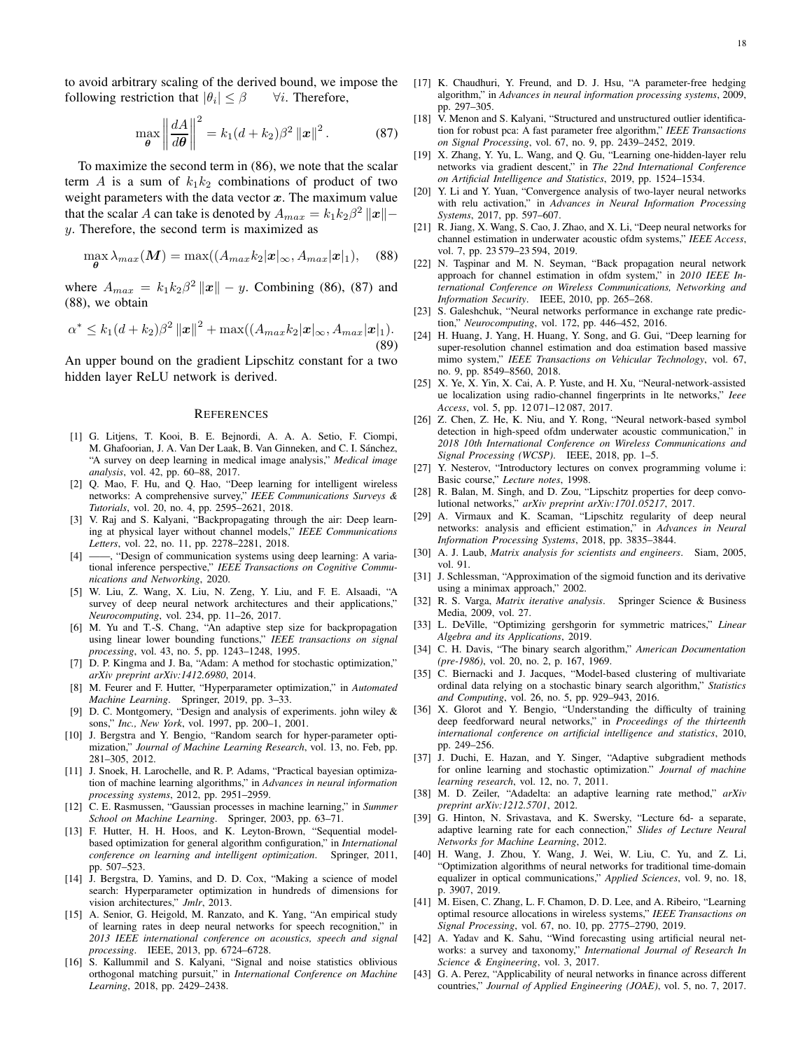to avoid arbitrary scaling of the derived bound, we impose the following restriction that $|\theta_i| \leq \beta \quad \forall i$. Therefore,

$$\max_{\boldsymbol{\theta}} \left\| \frac{dA}{d\boldsymbol{\theta}} \right\|^2 = k_1(d+k_2)\beta^2 \left\|\boldsymbol{x}\right\|^2. \tag{87}$$

To maximize the second term in (86), we note that the scalar term $A$ is a sum of $k_1 k_2$ combinations of product of two weight parameters with the data vector $\boldsymbol{x}$. The maximum value that the scalar $A$ can take is denoted by $A_{max} = k_1 k_2 \beta^2 \left\|\boldsymbol{x}\right\| - y$. Therefore, the second term is maximized as

$$\max_{\boldsymbol{\theta}} \lambda_{max}(\boldsymbol{M}) = \max((A_{max} k_2 |\boldsymbol{x}|_\infty, A_{max}|\boldsymbol{x}|_1), \tag{88}$$

where $A_{max} = k_1 k_2 \beta^2 \left\|\boldsymbol{x}\right\| - y$. Combining (86), (87) and (88), we obtain

$$\alpha^* \leq k_1(d+k_2)\beta^2 \left\|\boldsymbol{x}\right\|^2 + \max((A_{max} k_2 |\boldsymbol{x}|_\infty, A_{max}|\boldsymbol{x}|_1). \tag{89}$$

An upper bound on the gradient Lipschitz constant for a two hidden layer ReLU network is derived.

## References

[1] G. Litjens, T. Kooi, B. E. Bejnordi, A. A. A. Setio, F. Ciompi, M. Ghafoorian, J. A. Van Der Laak, B. Van Ginneken, and C. I. Sánchez, "A survey on deep learning in medical image analysis," *Medical image analysis*, vol. 42, pp. 60–88, 2017.

[2] Q. Mao, F. Hu, and Q. Hao, "Deep learning for intelligent wireless networks: A comprehensive survey," *IEEE Communications Surveys & Tutorials*, vol. 20, no. 4, pp. 2595–2621, 2018.

[3] V. Raj and S. Kalyani, "Backpropagating through the air: Deep learning at physical layer without channel models," *IEEE Communications Letters*, vol. 22, no. 11, pp. 2278–2281, 2018.

[4] ——, "Design of communication systems using deep learning: A variational inference perspective," *IEEE Transactions on Cognitive Communications and Networking*, 2020.

[5] W. Liu, Z. Wang, X. Liu, N. Zeng, Y. Liu, and F. E. Alsaadi, "A survey of deep neural network architectures and their applications," *Neurocomputing*, vol. 234, pp. 11–26, 2017.

[6] M. Yu and T.-S. Chang, "An adaptive step size for backpropagation using linear lower bounding functions," *IEEE transactions on signal processing*, vol. 43, no. 5, pp. 1243–1248, 1995.

[7] D. P. Kingma and J. Ba, "Adam: A method for stochastic optimization," *arXiv preprint arXiv:1412.6980*, 2014.

[8] M. Feurer and F. Hutter, "Hyperparameter optimization," in *Automated Machine Learning*. Springer, 2019, pp. 3–33.

[9] D. C. Montgomery, "Design and analysis of experiments. john wiley & sons," *Inc., New York*, vol. 1997, pp. 200–1, 2001.

[10] J. Bergstra and Y. Bengio, "Random search for hyper-parameter optimization," *Journal of Machine Learning Research*, vol. 13, no. Feb, pp. 281–305, 2012.

[11] J. Snoek, H. Larochelle, and R. P. Adams, "Practical bayesian optimization of machine learning algorithms," in *Advances in neural information processing systems*, 2012, pp. 2951–2959.

[12] C. E. Rasmussen, "Gaussian processes in machine learning," in *Summer School on Machine Learning*. Springer, 2003, pp. 63–71.

[13] F. Hutter, H. H. Hoos, and K. Leyton-Brown, "Sequential model-based optimization for general algorithm configuration," in *International conference on learning and intelligent optimization*. Springer, 2011, pp. 507–523.

[14] J. Bergstra, D. Yamins, and D. D. Cox, "Making a science of model search: Hyperparameter optimization in hundreds of dimensions for vision architectures," *Jmlr*, 2013.

[15] A. Senior, G. Heigold, M. Ranzato, and K. Yang, "An empirical study of learning rates in deep neural networks for speech recognition," in *2013 IEEE international conference on acoustics, speech and signal processing*. IEEE, 2013, pp. 6724–6728.

[16] S. Kallummil and S. Kalyani, "Signal and noise statistics oblivious orthogonal matching pursuit," in *International Conference on Machine Learning*, 2018, pp. 2429–2438.

[17] K. Chaudhuri, Y. Freund, and D. J. Hsu, "A parameter-free hedging algorithm," in *Advances in neural information processing systems*, 2009, pp. 297–305.

[18] V. Menon and S. Kalyani, "Structured and unstructured outlier identification for robust pca: A fast parameter free algorithm," *IEEE Transactions on Signal Processing*, vol. 67, no. 9, pp. 2439–2452, 2019.

[19] X. Zhang, Y. Yu, L. Wang, and Q. Gu, "Learning one-hidden-layer relu networks via gradient descent," in *The 22nd International Conference on Artificial Intelligence and Statistics*, 2019, pp. 1524–1534.

[20] Y. Li and Y. Yuan, "Convergence analysis of two-layer neural networks with relu activation," in *Advances in Neural Information Processing Systems*, 2017, pp. 597–607.

[21] R. Jiang, X. Wang, S. Cao, J. Zhao, and X. Li, "Deep neural networks for channel estimation in underwater acoustic ofdm systems," *IEEE Access*, vol. 7, pp. 23 579–23 594, 2019.

[22] N. Taşpinar and M. N. Seyman, "Back propagation neural network approach for channel estimation in ofdm system," in *2010 IEEE International Conference on Wireless Communications, Networking and Information Security*. IEEE, 2010, pp. 265–268.

[23] S. Galeshchuk, "Neural networks performance in exchange rate prediction," *Neurocomputing*, vol. 172, pp. 446–452, 2016.

[24] H. Huang, J. Yang, H. Huang, Y. Song, and G. Gui, "Deep learning for super-resolution channel estimation and doa estimation based massive mimo system," *IEEE Transactions on Vehicular Technology*, vol. 67, no. 9, pp. 8549–8560, 2018.

[25] X. Ye, X. Yin, X. Cai, A. P. Yuste, and H. Xu, "Neural-network-assisted ue localization using radio-channel fingerprints in lte networks," *Ieee Access*, vol. 5, pp. 12 071–12 087, 2017.

[26] Z. Chen, Z. He, K. Niu, and Y. Rong, "Neural network-based symbol detection in high-speed ofdm underwater acoustic communication," in *2018 10th International Conference on Wireless Communications and Signal Processing (WCSP)*. IEEE, 2018, pp. 1–5.

[27] Y. Nesterov, "Introductory lectures on convex programming volume i: Basic course," *Lecture notes*, 1998.

[28] R. Balan, M. Singh, and D. Zou, "Lipschitz properties for deep convolutional networks," *arXiv preprint arXiv:1701.05217*, 2017.

[29] A. Virmaux and K. Scaman, "Lipschitz regularity of deep neural networks: analysis and efficient estimation," in *Advances in Neural Information Processing Systems*, 2018, pp. 3835–3844.

[30] A. J. Laub, *Matrix analysis for scientists and engineers*. Siam, 2005, vol. 91.

[31] J. Schlessman, "Approximation of the sigmoid function and its derivative using a minimax approach," 2002.

[32] R. S. Varga, *Matrix iterative analysis*. Springer Science & Business Media, 2009, vol. 27.

[33] L. DeVille, "Optimizing gershgorin for symmetric matrices," *Linear Algebra and its Applications*, 2019.

[34] C. H. Davis, "The binary search algorithm," *American Documentation (pre-1986)*, vol. 20, no. 2, p. 167, 1969.

[35] C. Biernacki and J. Jacques, "Model-based clustering of multivariate ordinal data relying on a stochastic binary search algorithm," *Statistics and Computing*, vol. 26, no. 5, pp. 929–943, 2016.

[36] X. Glorot and Y. Bengio, "Understanding the difficulty of training deep feedforward neural networks," in *Proceedings of the thirteenth international conference on artificial intelligence and statistics*, 2010, pp. 249–256.

[37] J. Duchi, E. Hazan, and Y. Singer, "Adaptive subgradient methods for online learning and stochastic optimization." *Journal of machine learning research*, vol. 12, no. 7, 2011.

[38] M. D. Zeiler, "Adadelta: an adaptive learning rate method," *arXiv preprint arXiv:1212.5701*, 2012.

[39] G. Hinton, N. Srivastava, and K. Swersky, "Lecture 6d- a separate, adaptive learning rate for each connection," *Slides of Lecture Neural Networks for Machine Learning*, 2012.

[40] H. Wang, J. Zhou, Y. Wang, J. Wei, W. Liu, C. Yu, and Z. Li, "Optimization algorithms of neural networks for traditional time-domain equalizer in optical communications," *Applied Sciences*, vol. 9, no. 18, p. 3907, 2019.

[41] M. Eisen, C. Zhang, L. F. Chamon, D. D. Lee, and A. Ribeiro, "Learning optimal resource allocations in wireless systems," *IEEE Transactions on Signal Processing*, vol. 67, no. 10, pp. 2775–2790, 2019.

[42] A. Yadav and K. Sahu, "Wind forecasting using artificial neural networks: a survey and taxonomy," *International Journal of Research In Science & Engineering*, vol. 3, 2017.

[43] G. A. Perez, "Applicability of neural networks in finance across different countries," *Journal of Applied Engineering (JOAE)*, vol. 5, no. 7, 2017.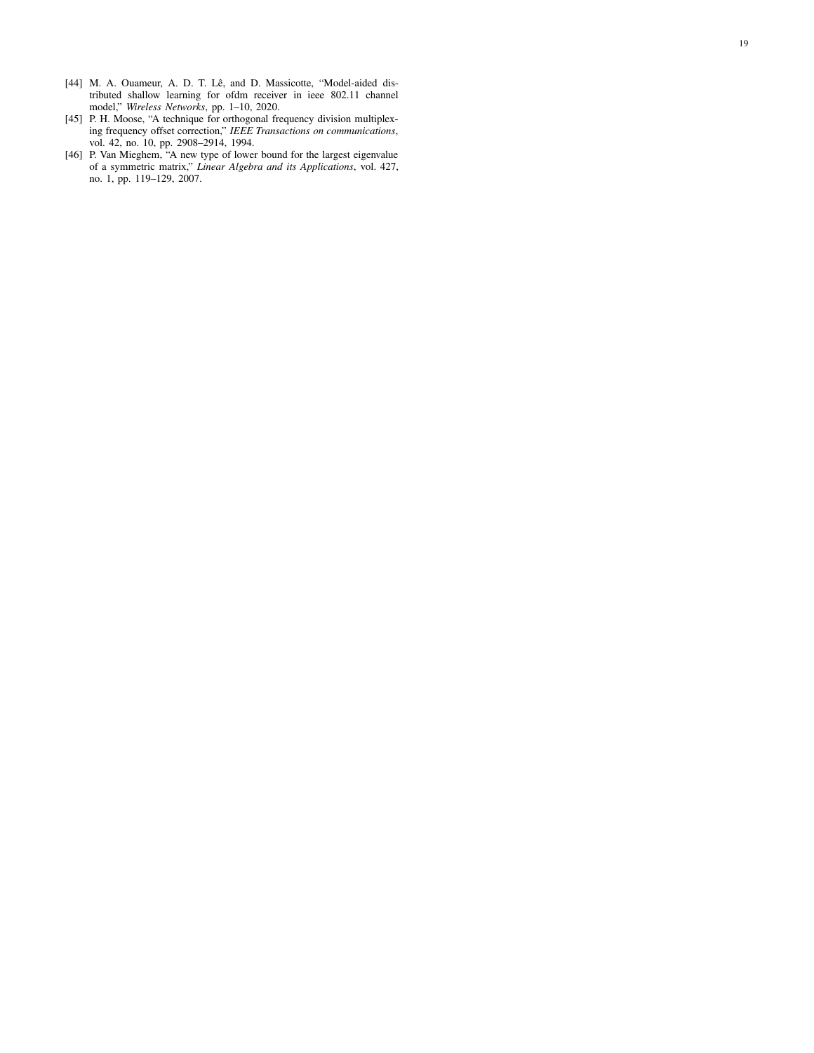[44] M. A. Ouameur, A. D. T. Lê, and D. Massicotte, "Model-aided distributed shallow learning for ofdm receiver in ieee 802.11 channel model," *Wireless Networks*, pp. 1–10, 2020.

[45] P. H. Moose, "A technique for orthogonal frequency division multiplexing frequency offset correction," *IEEE Transactions on communications*, vol. 42, no. 10, pp. 2908–2914, 1994.

[46] P. Van Mieghem, "A new type of lower bound for the largest eigenvalue of a symmetric matrix," *Linear Algebra and its Applications*, vol. 427, no. 1, pp. 119–129, 2007.